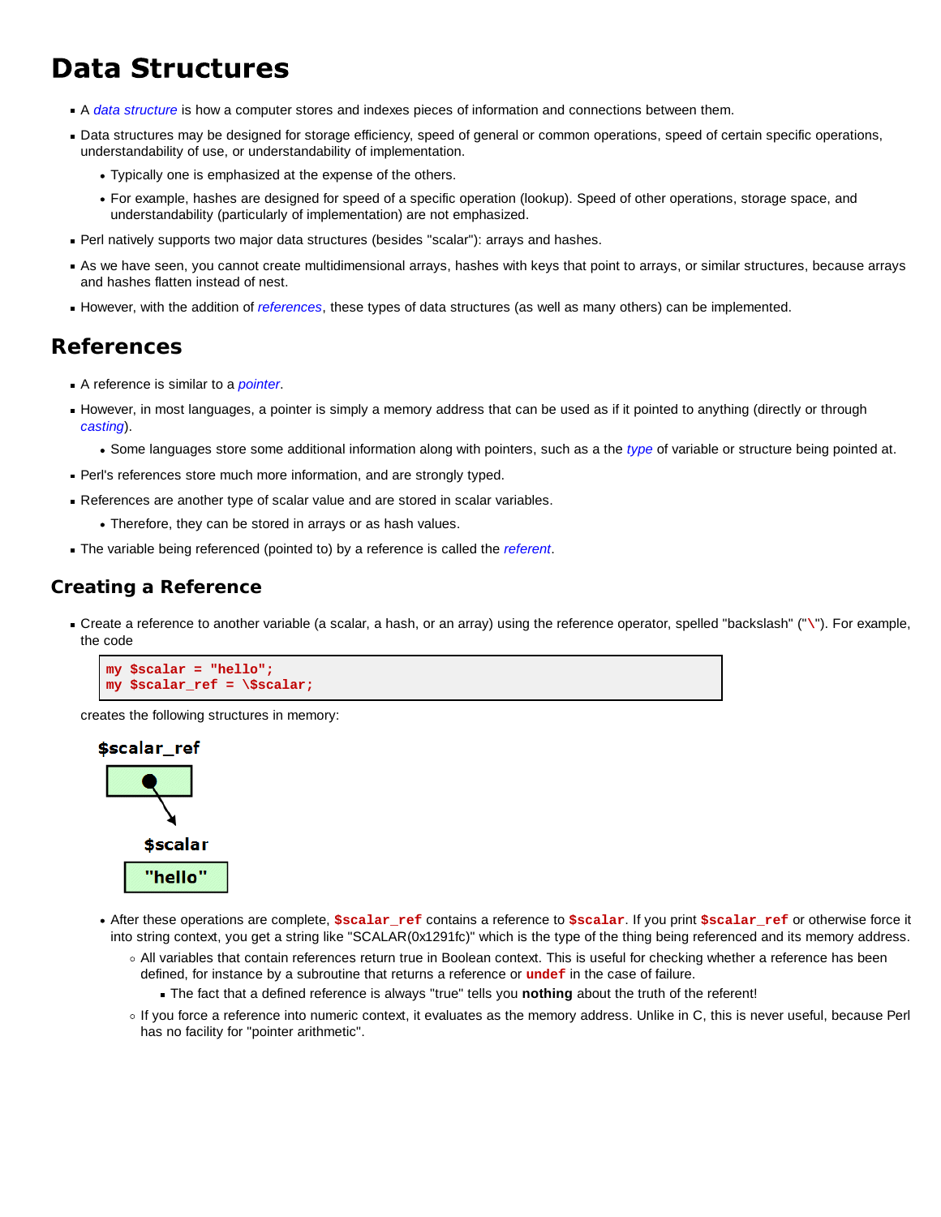# Data Structures

- A *data structure* is how a computer stores and indexes pieces of information and connections between them.
- Data structures may be designed for storage efficiency, speed of general or common operations, speed of certain specific operations, understandability of use, or understandability of implementation.
  - Typically one is emphasized at the expense of the others.
  - For example, hashes are designed for speed of a specific operation (lookup). Speed of other operations, storage space, and understandability (particularly of implementation) are not emphasized.
- Perl natively supports two major data structures (besides "scalar"): arrays and hashes.
- As we have seen, you cannot create multidimensional arrays, hashes with keys that point to arrays, or similar structures, because arrays and hashes flatten instead of nest.
- However, with the addition of *references*, these types of data structures (as well as many others) can be implemented.

## References

- A reference is similar to a *pointer*.
- However, in most languages, a pointer is simply a memory address that can be used as if it pointed to anything (directly or through *casting*).
  - Some languages store some additional information along with pointers, such as a the *type* of variable or structure being pointed at.
- Perl's references store much more information, and are strongly typed.
- References are another type of scalar value and are stored in scalar variables.
  - Therefore, they can be stored in arrays or as hash values.
- The variable being referenced (pointed to) by a reference is called the *referent*.

### Creating a Reference

- Create a reference to another variable (a scalar, a hash, or an array) using the reference operator, spelled "backslash" ("`\`"). For example, the code

```
my $scalar = "hello";
my $scalar_ref = \$scalar;
```

creates the following structures in memory:

$scalar_ref → $scalar "hello"

  - After these operations are complete, `$scalar_ref` contains a reference to `$scalar`. If you print `$scalar_ref` or otherwise force it into string context, you get a string like "SCALAR(0x1291fc)" which is the type of the thing being referenced and its memory address.
    - All variables that contain references return true in Boolean context. This is useful for checking whether a reference has been defined, for instance by a subroutine that returns a reference or `undef` in the case of failure.
      - The fact that a defined reference is always "true" tells you **nothing** about the truth of the referent!
    - If you force a reference into numeric context, it evaluates as the memory address. Unlike in C, this is never useful, because Perl has no facility for "pointer arithmetic".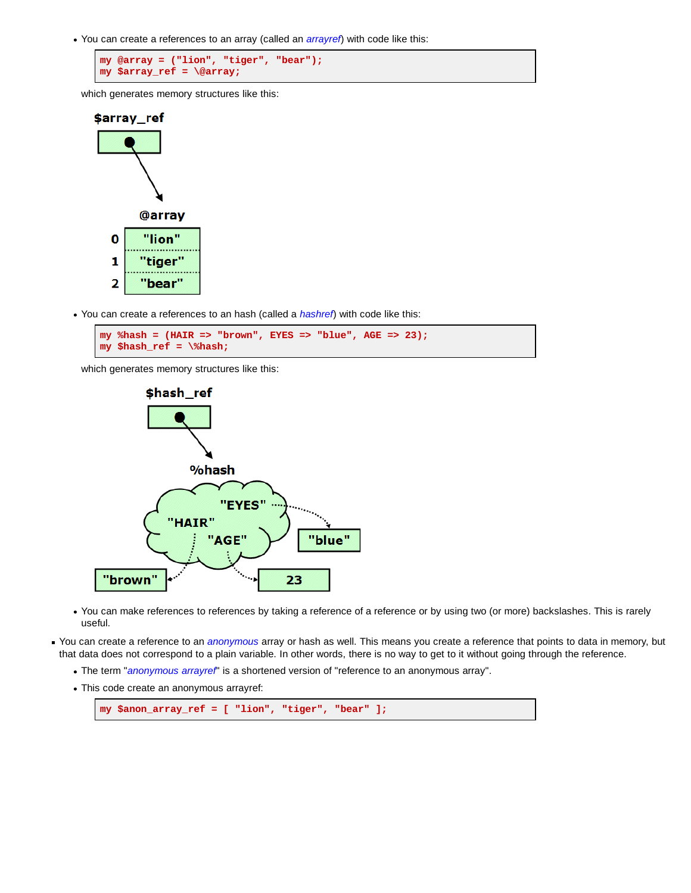- You can create a references to an array (called an *arrayref*) with code like this:

  ```
  my @array = ("lion", "tiger", "bear");
  my $array_ref = \@array;
  ```

  which generates memory structures like this:

- You can create a references to an hash (called a *hashref*) with code like this:

  ```
  my %hash = (HAIR => "brown", EYES => "blue", AGE => 23);
  my $hash_ref = \%hash;
  ```

  which generates memory structures like this:

- You can make references to references by taking a reference of a reference or by using two (or more) backslashes. This is rarely useful.

- You can create a reference to an *anonymous* array or hash as well. This means you create a reference that points to data in memory, but that data does not correspond to a plain variable. In other words, there is no way to get to it without going through the reference.
  - The term "*anonymous arrayref*" is a shortened version of "reference to an anonymous array".
  - This code create an anonymous arrayref:

    ```
    my $anon_array_ref = [ "lion", "tiger", "bear" ];
    ```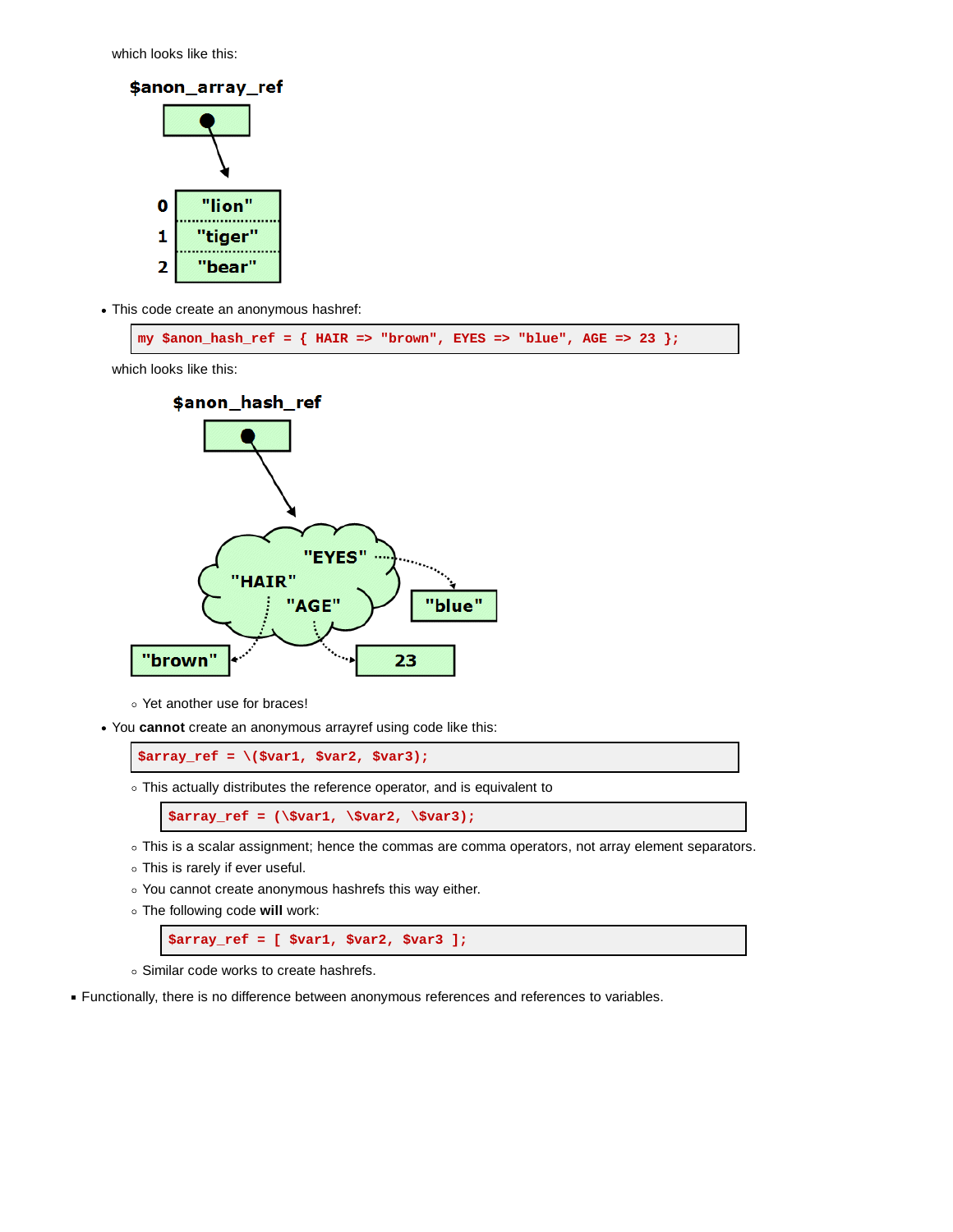which looks like this:

- This code create an anonymous hashref:

```
my $anon_hash_ref = { HAIR => "brown", EYES => "blue", AGE => 23 };
```

which looks like this:

  - Yet another use for braces!
- You **cannot** create an anonymous arrayref using code like this:

```
$array_ref = \($var1, $var2, $var3);
```

  - This actually distributes the reference operator, and is equivalent to

```
$array_ref = (\$var1, \$var2, \$var3);
```

  - This is a scalar assignment; hence the commas are comma operators, not array element separators.
  - This is rarely if ever useful.
  - You cannot create anonymous hashrefs this way either.
  - The following code **will** work:

```
$array_ref = [ $var1, $var2, $var3 ];
```

  - Similar code works to create hashrefs.

- Functionally, there is no difference between anonymous references and references to variables.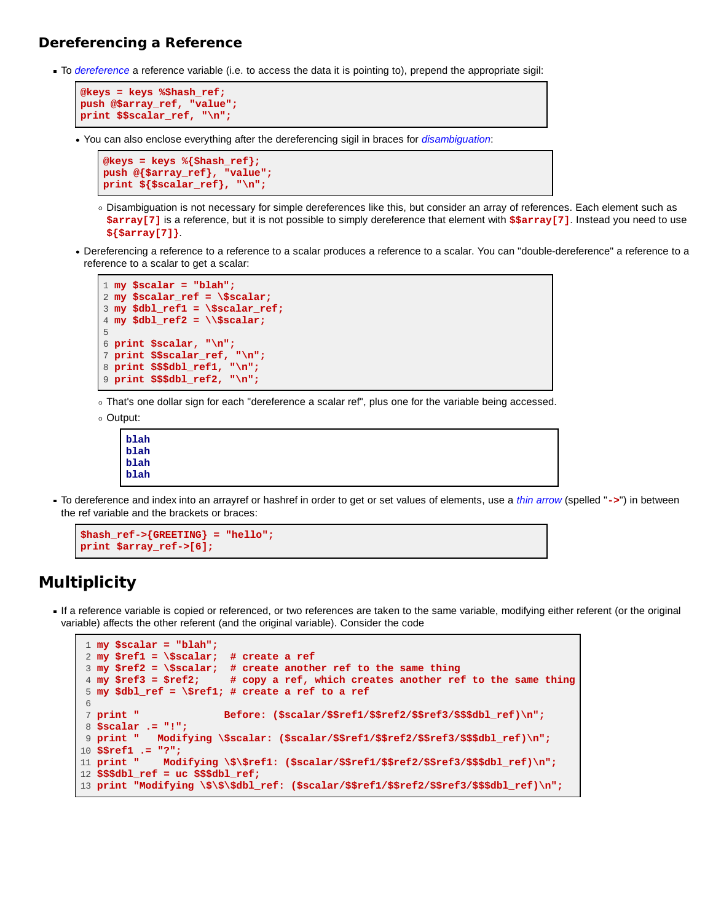## Dereferencing a Reference

- To *dereference* a reference variable (i.e. to access the data it is pointing to), prepend the appropriate sigil:

```
@keys = keys %$hash_ref;
push @$array_ref, "value";
print $$scalar_ref, "\n";
```

  - You can also enclose everything after the dereferencing sigil in braces for *disambiguation*:

    ```
    @keys = keys %{$hash_ref};
    push @{$array_ref}, "value";
    print ${$scalar_ref}, "\n";
    ```

    - Disambiguation is not necessary for simple dereferences like this, but consider an array of references. Each element such as `$array[7]` is a reference, but it is not possible to simply dereference that element with `$$array[7]`. Instead you need to use `${$array[7]}`.

  - Dereferencing a reference to a reference to a scalar produces a reference to a scalar. You can "double-dereference" a reference to a reference to a scalar to get a scalar:

    ```
    1 my $scalar = "blah";
    2 my $scalar_ref = \$scalar;
    3 my $dbl_ref1 = \$scalar_ref;
    4 my $dbl_ref2 = \\$scalar;
    5
    6 print $scalar, "\n";
    7 print $$scalar_ref, "\n";
    8 print $$$dbl_ref1, "\n";
    9 print $$$dbl_ref2, "\n";
    ```

    - That's one dollar sign for each "dereference a scalar ref", plus one for the variable being accessed.
    - Output:

      ```
      blah
      blah
      blah
      blah
      ```

- To dereference and index into an arrayref or hashref in order to get or set values of elements, use a *thin arrow* (spelled "`->`") in between the ref variable and the brackets or braces:

```
$hash_ref->{GREETING} = "hello";
print $array_ref->[6];
```

# Multiplicity

- If a reference variable is copied or referenced, or two references are taken to the same variable, modifying either referent (or the original variable) affects the other referent (and the original variable). Consider the code

```
1 my $scalar = "blah";
2 my $ref1 = \$scalar;  # create a ref
3 my $ref2 = \$scalar;  # create another ref to the same thing
4 my $ref3 = $ref2;     # copy a ref, which creates another ref to the same thing
5 my $dbl_ref = \$ref1; # create a ref to a ref
6
7 print "              Before: ($scalar/$$ref1/$$ref2/$$ref3/$$$dbl_ref)\n";
8 $scalar .= "!";
9 print "   Modifying \$scalar: ($scalar/$$ref1/$$ref2/$$ref3/$$$dbl_ref)\n";
10 $$ref1 .= "?";
11 print "    Modifying \$\$ref1: ($scalar/$$ref1/$$ref2/$$ref3/$$$dbl_ref)\n";
12 $$$dbl_ref = uc $$$dbl_ref;
13 print "Modifying \$\$\$dbl_ref: ($scalar/$$ref1/$$ref2/$$ref3/$$$dbl_ref)\n";
```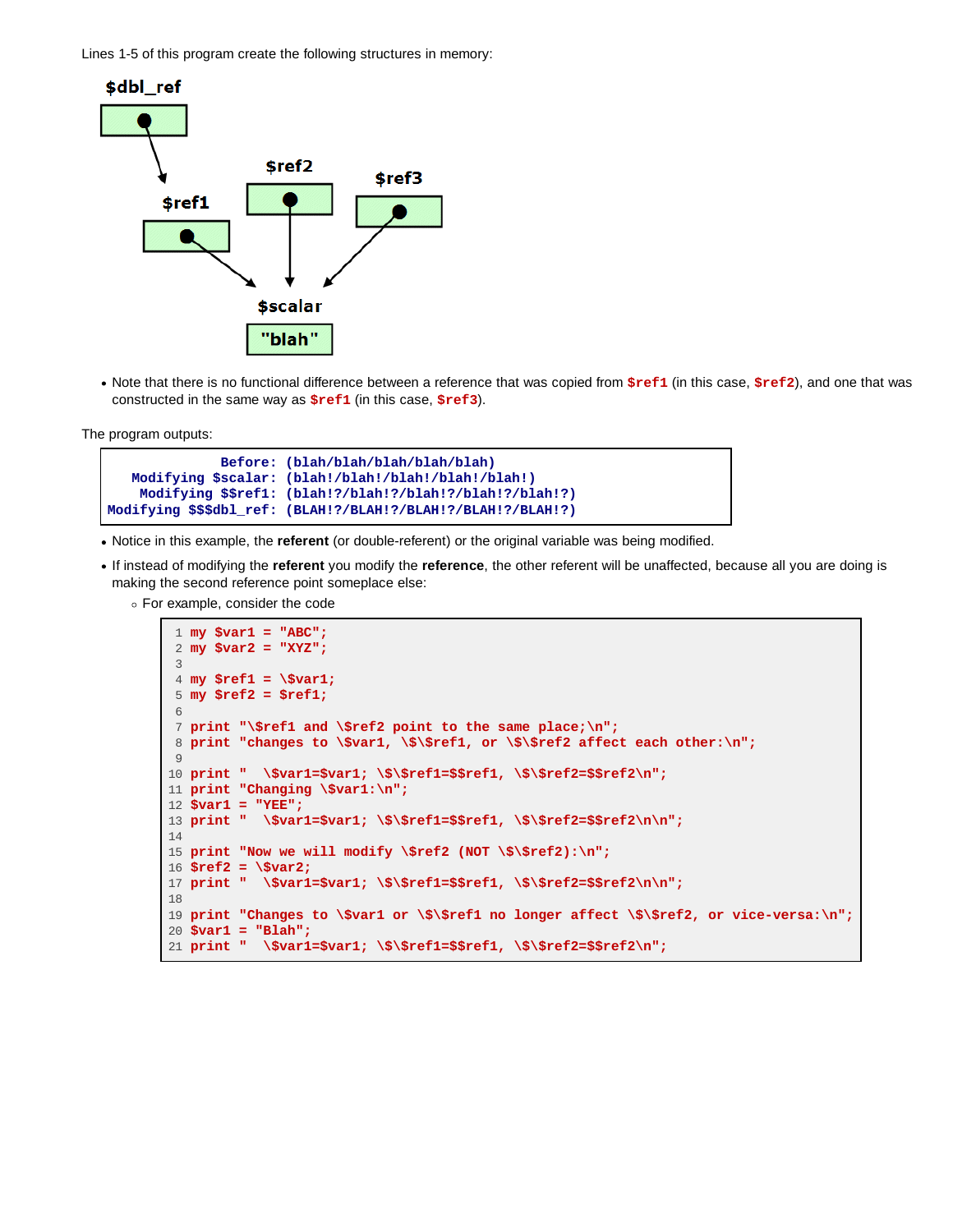Lines 1-5 of this program create the following structures in memory:

- Note that there is no functional difference between a reference that was copied from **$ref1** (in this case, **$ref2**), and one that was constructed in the same way as **$ref1** (in this case, **$ref3**).

The program outputs:

```
           Before: (blah/blah/blah/blah/blah)
 Modifying $scalar: (blah!/blah!/blah!/blah!/blah!)
  Modifying $$ref1: (blah!?/blah!?/blah!?/blah!?/blah!?)
Modifying $$$dbl_ref: (BLAH!?/BLAH!?/BLAH!?/BLAH!?/BLAH!?)
```

- Notice in this example, the **referent** (or double-referent) or the original variable was being modified.
- If instead of modifying the **referent** you modify the **reference**, the other referent will be unaffected, because all you are doing is making the second reference point someplace else:
  - For example, consider the code

```
 1 my $var1 = "ABC";
 2 my $var2 = "XYZ";
 3 
 4 my $ref1 = \$var1;
 5 my $ref2 = $ref1;
 6 
 7 print "\$ref1 and \$ref2 point to the same place;\n";
 8 print "changes to \$var1, \$\$ref1, or \$\$ref2 affect each other:\n";
 9 
10 print "  \$var1=$var1; \$\$ref1=$$ref1, \$\$ref2=$$ref2\n";
11 print "Changing \$var1:\n";
12 $var1 = "YEE";
13 print "  \$var1=$var1; \$\$ref1=$$ref1, \$\$ref2=$$ref2\n\n";
14 
15 print "Now we will modify \$ref2 (NOT \$\$ref2):\n";
16 $ref2 = \$var2;
17 print "  \$var1=$var1; \$\$ref1=$$ref1, \$\$ref2=$$ref2\n\n";
18 
19 print "Changes to \$var1 or \$\$ref1 no longer affect \$\$ref2, or vice-versa:\n";
20 $var1 = "Blah";
21 print "  \$var1=$var1; \$\$ref1=$$ref1, \$\$ref2=$$ref2\n";
```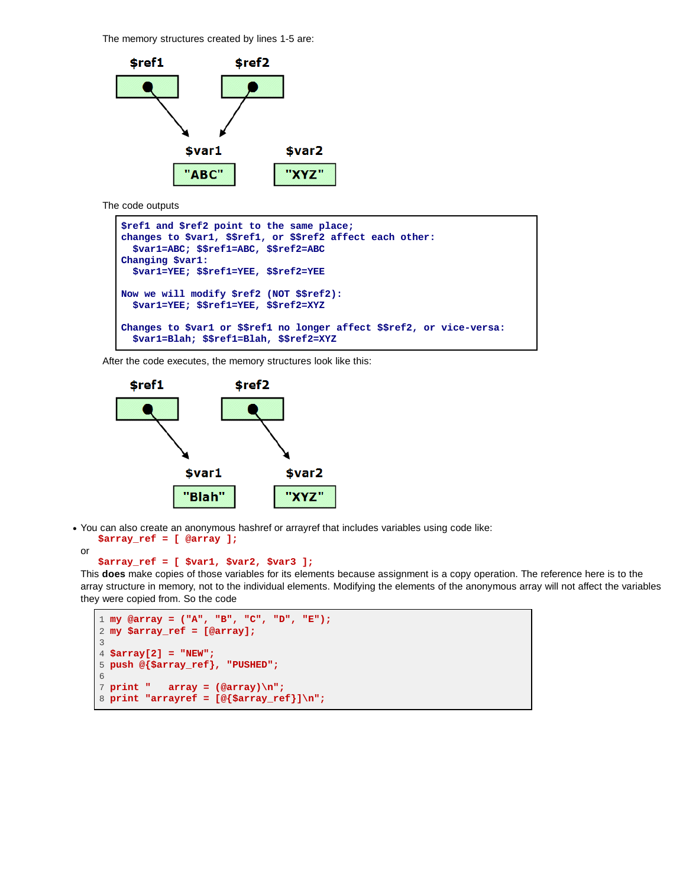The memory structures created by lines 1-5 are:

The code outputs

```
$ref1 and $ref2 point to the same place;
changes to $var1, $$ref1, or $$ref2 affect each other:
  $var1=ABC; $$ref1=ABC, $$ref2=ABC
Changing $var1:
  $var1=YEE; $$ref1=YEE, $$ref2=YEE

Now we will modify $ref2 (NOT $$ref2):
  $var1=YEE; $$ref1=YEE, $$ref2=XYZ

Changes to $var1 or $$ref1 no longer affect $$ref2, or vice-versa:
  $var1=Blah; $$ref1=Blah, $$ref2=XYZ
```

After the code executes, the memory structures look like this:

- You can also create an anonymous hashref or arrayref that includes variables using code like:
  `$array_ref = [ @array ];`
  or
  `$array_ref = [ $var1, $var2, $var3 ];`
  This **does** make copies of those variables for its elements because assignment is a copy operation. The reference here is to the array structure in memory, not to the individual elements. Modifying the elements of the anonymous array will not affect the variables they were copied from. So the code

```
1 my @array = ("A", "B", "C", "D", "E");
2 my $array_ref = [@array];
3
4 $array[2] = "NEW";
5 push @{$array_ref}, "PUSHED";
6
7 print "   array = (@array)\n";
8 print "arrayref = [@{$array_ref}]\n";
```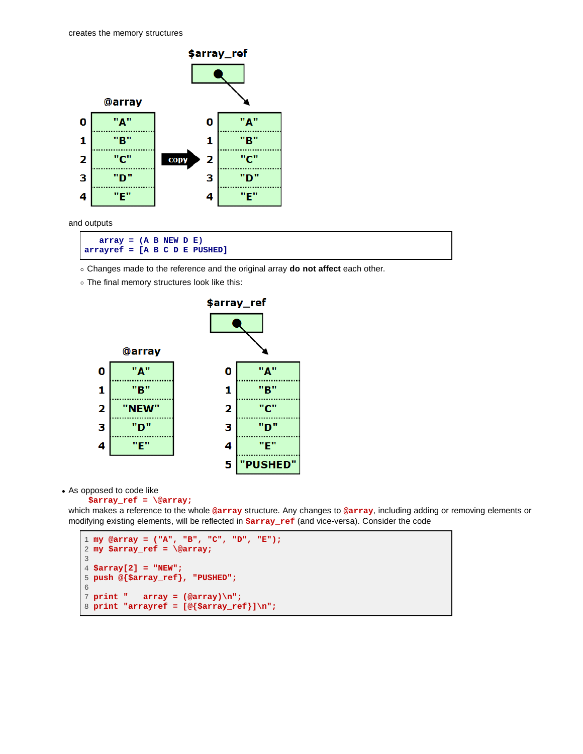creates the memory structures

and outputs

```
    array = (A B NEW D E)
arrayref = [A B C D E PUSHED]
```

- Changes made to the reference and the original array **do not affect** each other.
- The final memory structures look like this:

- As opposed to code like
  `$array_ref = \@array;`
  which makes a reference to the whole `@array` structure. Any changes to `@array`, including adding or removing elements or modifying existing elements, will be reflected in `$array_ref` (and vice-versa). Consider the code

```
1 my @array = ("A", "B", "C", "D", "E");
2 my $array_ref = \@array;
3
4 $array[2] = "NEW";
5 push @{$array_ref}, "PUSHED";
6
7 print "    array = (@array)\n";
8 print "arrayref = [@{$array_ref}]\n";
```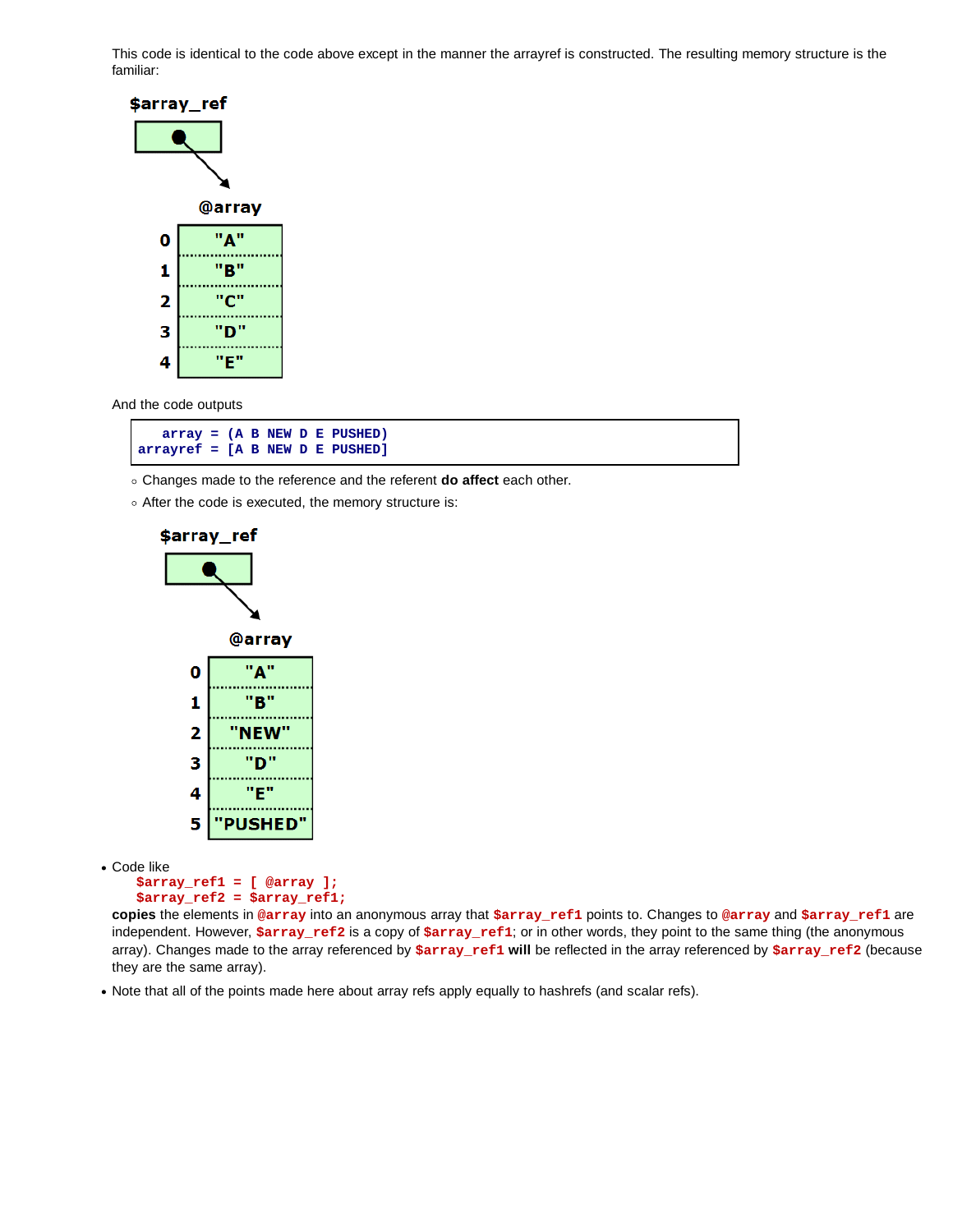This code is identical to the code above except in the manner the arrayref is constructed. The resulting memory structure is the familiar:

And the code outputs

```
   array = (A B NEW D E PUSHED)
arrayref = [A B NEW D E PUSHED]
```

- Changes made to the reference and the referent **do affect** each other.
- After the code is executed, the memory structure is:

- Code like
  ```
  $array_ref1 = [ @array ];
  $array_ref2 = $array_ref1;
  ```
  **copies** the elements in `@array` into an anonymous array that `$array_ref1` points to. Changes to `@array` and `$array_ref1` are independent. However, `$array_ref2` is a copy of `$array_ref1`; or in other words, they point to the same thing (the anonymous array). Changes made to the array referenced by `$array_ref1` **will** be reflected in the array referenced by `$array_ref2` (because they are the same array).
- Note that all of the points made here about array refs apply equally to hashrefs (and scalar refs).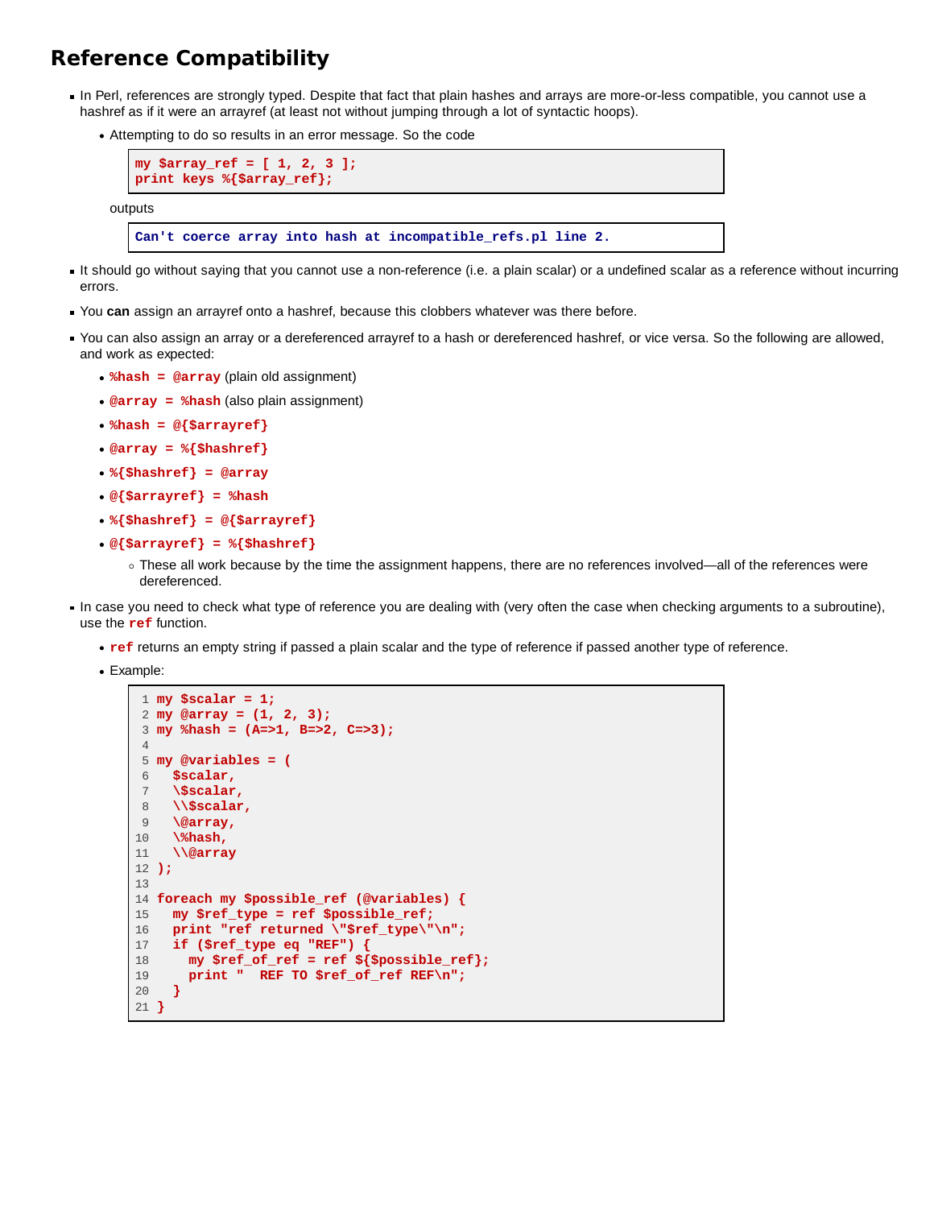## Reference Compatibility

- In Perl, references are strongly typed. Despite that fact that plain hashes and arrays are more-or-less compatible, you cannot use a hashref as if it were an arrayref (at least not without jumping through a lot of syntactic hoops).
  - Attempting to do so results in an error message. So the code

    ```
    my $array_ref = [ 1, 2, 3 ];
    print keys %{$array_ref};
    ```

    outputs

    ```
    Can't coerce array into hash at incompatible_refs.pl line 2.
    ```

- It should go without saying that you cannot use a non-reference (i.e. a plain scalar) or a undefined scalar as a reference without incurring errors.
- You **can** assign an arrayref onto a hashref, because this clobbers whatever was there before.
- You can also assign an array or a dereferenced arrayref to a hash or dereferenced hashref, or vice versa. So the following are allowed, and work as expected:
  - `%hash = @array` (plain old assignment)
  - `@array = %hash` (also plain assignment)
  - `%hash = @{$arrayref}`
  - `@array = %{$hashref}`
  - `%{$hashref} = @array`
  - `@{$arrayref} = %hash`
  - `%{$hashref} = @{$arrayref}`
  - `@{$arrayref} = %{$hashref}`
    - These all work because by the time the assignment happens, there are no references involved—all of the references were dereferenced.
- In case you need to check what type of reference you are dealing with (very often the case when checking arguments to a subroutine), use the `ref` function.
  - `ref` returns an empty string if passed a plain scalar and the type of reference if passed another type of reference.
  - Example:

    ```
    1  my $scalar = 1;
    2  my @array = (1, 2, 3);
    3  my %hash = (A=>1, B=>2, C=>3);
    4
    5  my @variables = (
    6    $scalar,
    7    \$scalar,
    8    \\$scalar,
    9    \@array,
    10   \%hash,
    11   \\@array
    12 );
    13
    14 foreach my $possible_ref (@variables) {
    15   my $ref_type = ref $possible_ref;
    16   print "ref returned \"$ref_type\"\n";
    17   if ($ref_type eq "REF") {
    18     my $ref_of_ref = ref ${$possible_ref};
    19     print "  REF TO $ref_of_ref REF\n";
    20   }
    21 }
    ```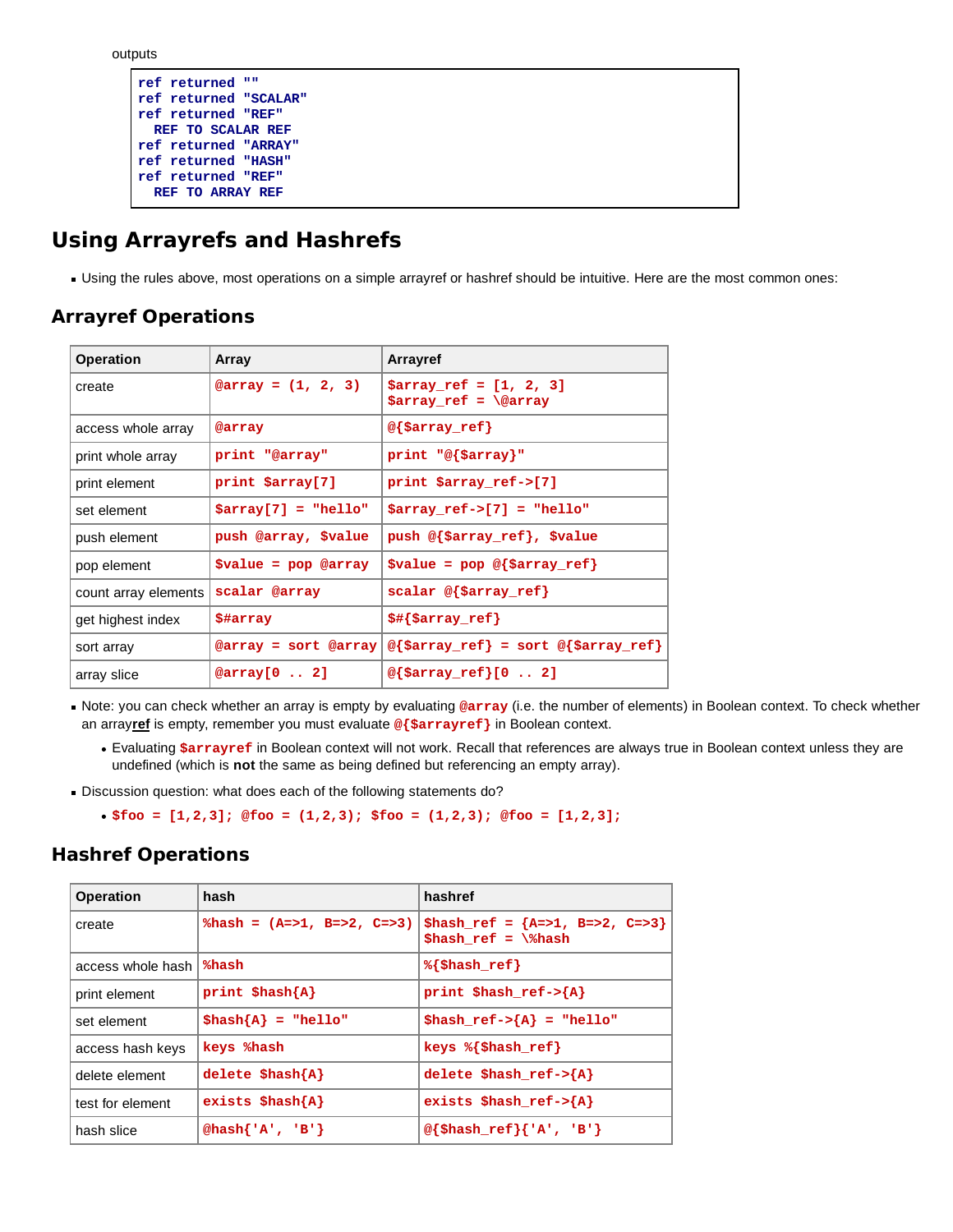outputs

```
ref returned ""
ref returned "SCALAR"
ref returned "REF"
  REF TO SCALAR REF
ref returned "ARRAY"
ref returned "HASH"
ref returned "REF"
  REF TO ARRAY REF
```

## Using Arrayrefs and Hashrefs

- Using the rules above, most operations on a simple arrayref or hashref should be intuitive. Here are the most common ones:

### Arrayref Operations

| Operation | Array | Arrayref |
|---|---|---|
| create | `@array = (1, 2, 3)` | `$array_ref = [1, 2, 3]`<br>`$array_ref = \@array` |
| access whole array | `@array` | `@{$array_ref}` |
| print whole array | `print "@array"` | `print "@{$array}"` |
| print element | `print $array[7]` | `print $array_ref->[7]` |
| set element | `$array[7] = "hello"` | `$array_ref->[7] = "hello"` |
| push element | `push @array, $value` | `push @{$array_ref}, $value` |
| pop element | `$value = pop @array` | `$value = pop @{$array_ref}` |
| count array elements | `scalar @array` | `scalar @{$array_ref}` |
| get highest index | `$#array` | `$#{$array_ref}` |
| sort array | `@array = sort @array` | `@{$array_ref} = sort @{$array_ref}` |
| array slice | `@array[0 .. 2]` | `@{$array_ref}[0 .. 2]` |

- Note: you can check whether an array is empty by evaluating `@array` (i.e. the number of elements) in Boolean context. To check whether an array**ref** is empty, remember you must evaluate `@{$arrayref}` in Boolean context.
  - Evaluating `$arrayref` in Boolean context will not work. Recall that references are always true in Boolean context unless they are undefined (which is **not** the same as being defined but referencing an empty array).
- Discussion question: what does each of the following statements do?
  - `$foo = [1,2,3]; @foo = (1,2,3); $foo = (1,2,3); @foo = [1,2,3];`

### Hashref Operations

| Operation | hash | hashref |
|---|---|---|
| create | `%hash = (A=>1, B=>2, C=>3)` | `$hash_ref = {A=>1, B=>2, C=>3}`<br>`$hash_ref = \%hash` |
| access whole hash | `%hash` | `%{$hash_ref}` |
| print element | `print $hash{A}` | `print $hash_ref->{A}` |
| set element | `$hash{A} = "hello"` | `$hash_ref->{A} = "hello"` |
| access hash keys | `keys %hash` | `keys %{$hash_ref}` |
| delete element | `delete $hash{A}` | `delete $hash_ref->{A}` |
| test for element | `exists $hash{A}` | `exists $hash_ref->{A}` |
| hash slice | `@hash{'A', 'B'}` | `@{$hash_ref}{'A', 'B'}` |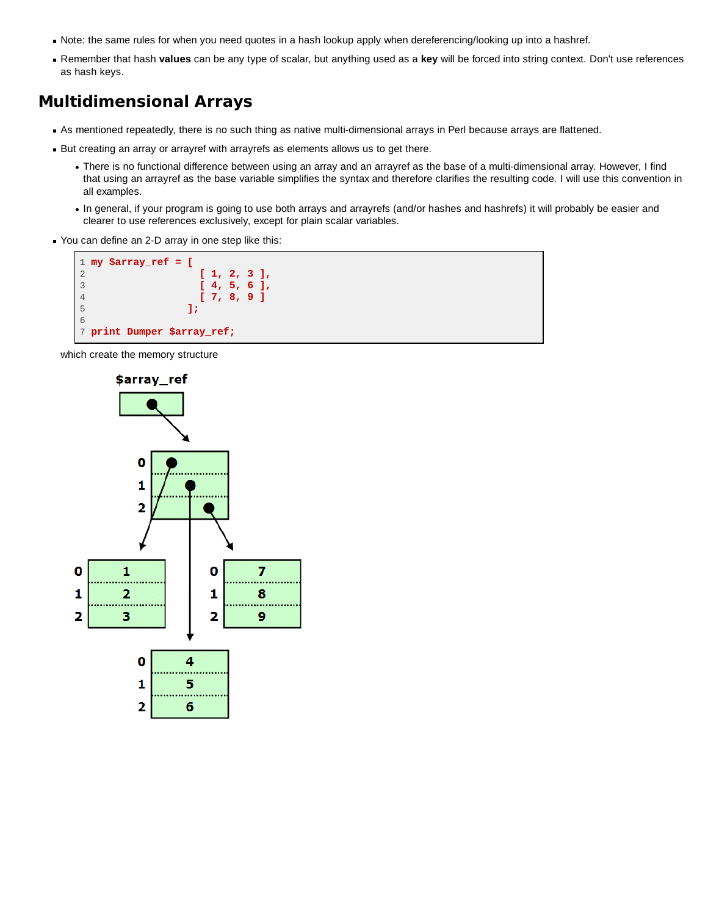- Note: the same rules for when you need quotes in a hash lookup apply when dereferencing/looking up into a hashref.
- Remember that hash **values** can be any type of scalar, but anything used as a **key** will be forced into string context. Don't use references as hash keys.

## Multidimensional Arrays

- As mentioned repeatedly, there is no such thing as native multi-dimensional arrays in Perl because arrays are flattened.
- But creating an array or arrayref with arrayrefs as elements allows us to get there.
  - There is no functional difference between using an array and an arrayref as the base of a multi-dimensional array. However, I find that using an arrayref as the base variable simplifies the syntax and therefore clarifies the resulting code. I will use this convention in all examples.
  - In general, if your program is going to use both arrays and arrayrefs (and/or hashes and hashrefs) it will probably be easier and clearer to use references exclusively, except for plain scalar variables.
- You can define an 2-D array in one step like this:

```
my $array_ref = [
                    [ 1, 2, 3 ],
                    [ 4, 5, 6 ],
                    [ 7, 8, 9 ]
                ];

print Dumper $array_ref;
```

which create the memory structure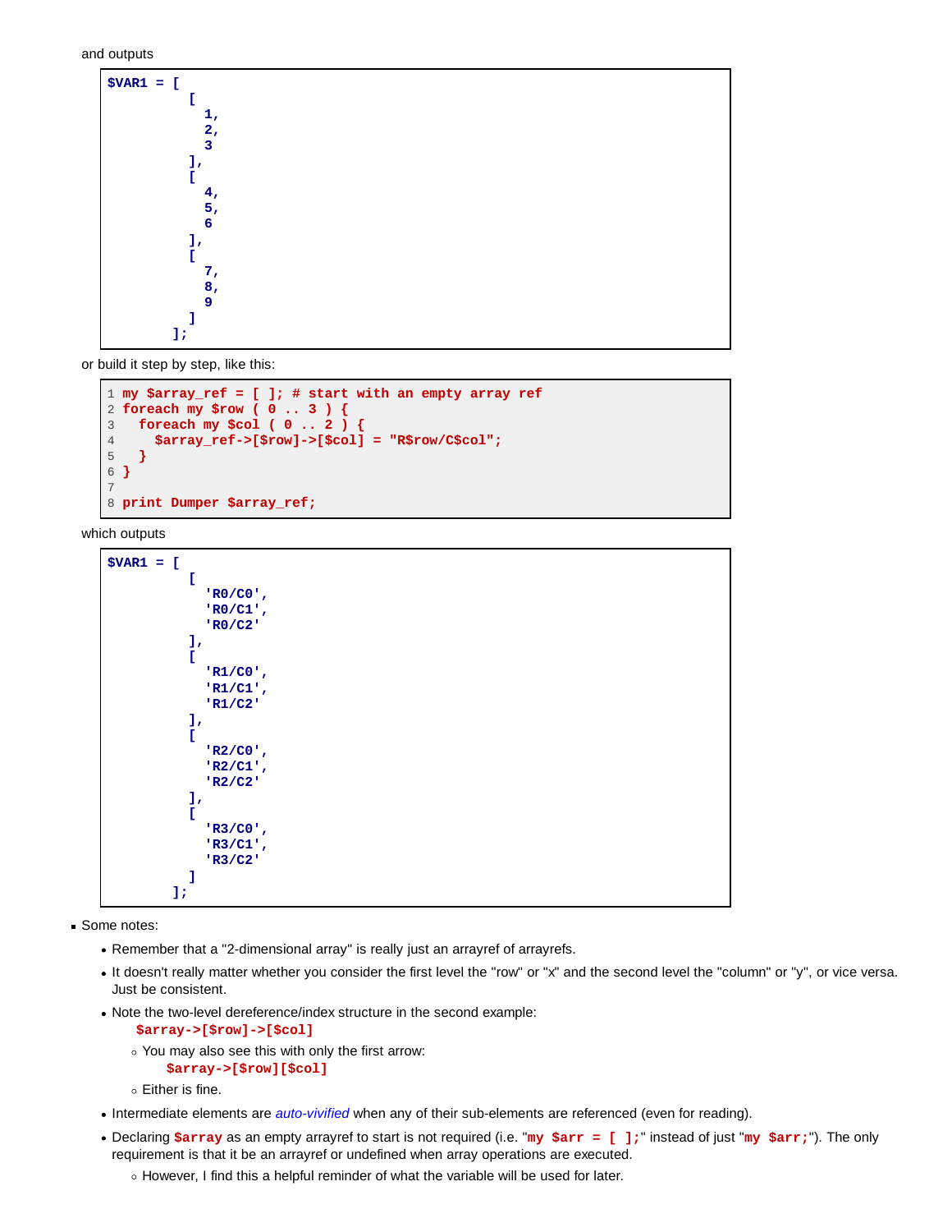and outputs

```
$VAR1 = [
          [
            1,
            2,
            3
          ],
          [
            4,
            5,
            6
          ],
          [
            7,
            8,
            9
          ]
        ];
```

or build it step by step, like this:

```
my $array_ref = [ ]; # start with an empty array ref
foreach my $row ( 0 .. 3 ) {
  foreach my $col ( 0 .. 2 ) {
    $array_ref->[$row]->[$col] = "R$row/C$col";
  }
}

print Dumper $array_ref;
```

which outputs

```
$VAR1 = [
          [
            'R0/C0',
            'R0/C1',
            'R0/C2'
          ],
          [
            'R1/C0',
            'R1/C1',
            'R1/C2'
          ],
          [
            'R2/C0',
            'R2/C1',
            'R2/C2'
          ],
          [
            'R3/C0',
            'R3/C1',
            'R3/C2'
          ]
        ];
```

- Some notes:
  - Remember that a "2-dimensional array" is really just an arrayref of arrayrefs.
  - It doesn't really matter whether you consider the first level the "row" or "x" and the second level the "column" or "y", or vice versa. Just be consistent.
  - Note the two-level dereference/index structure in the second example:
    `$array->[$row]->[$col]`
    - You may also see this with only the first arrow:
      `$array->[$row][$col]`
    - Either is fine.
  - Intermediate elements are *auto-vivified* when any of their sub-elements are referenced (even for reading).
  - Declaring `$array` as an empty arrayref to start is not required (i.e. "`my $arr = [ ];`" instead of just "`my $arr;`"). The only requirement is that it be an arrayref or undefined when array operations are executed.
    - However, I find this a helpful reminder of what the variable will be used for later.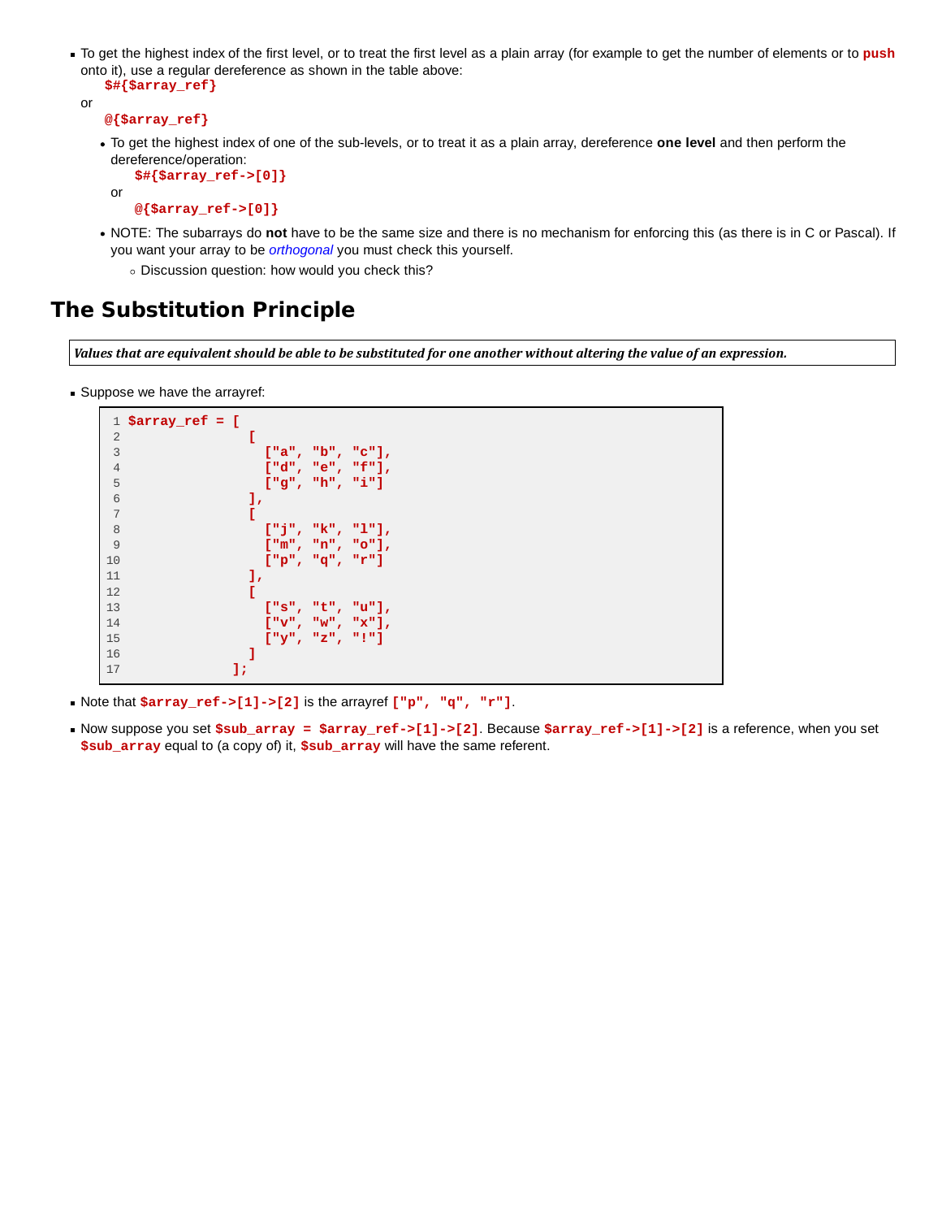- To get the highest index of the first level, or to treat the first level as a plain array (for example to get the number of elements or to **push** onto it), use a regular dereference as shown in the table above:
  `$#{$array_ref}`
  or
  `@{$array_ref}`
  - To get the highest index of one of the sub-levels, or to treat it as a plain array, dereference **one level** and then perform the dereference/operation:
    `$#{$array_ref->[0]}`
    or
    `@{$array_ref->[0]}`
  - NOTE: The subarrays do **not** have to be the same size and there is no mechanism for enforcing this (as there is in C or Pascal). If you want your array to be *orthogonal* you must check this yourself.
    - Discussion question: how would you check this?

## The Substitution Principle

***Values that are equivalent should be able to be substituted for one another without altering the value of an expression.***

- Suppose we have the arrayref:

```
$array_ref = [
               [
                 ["a", "b", "c"],
                 ["d", "e", "f"],
                 ["g", "h", "i"]
               ],
               [
                 ["j", "k", "l"],
                 ["m", "n", "o"],
                 ["p", "q", "r"]
               ],
               [
                 ["s", "t", "u"],
                 ["v", "w", "x"],
                 ["y", "z", "!"]
               ]
             ];
```

- Note that `$array_ref->[1]->[2]` is the arrayref `["p", "q", "r"]`.
- Now suppose you set `$sub_array = $array_ref->[1]->[2]`. Because `$array_ref->[1]->[2]` is a reference, when you set `$sub_array` equal to (a copy of) it, `$sub_array` will have the same referent.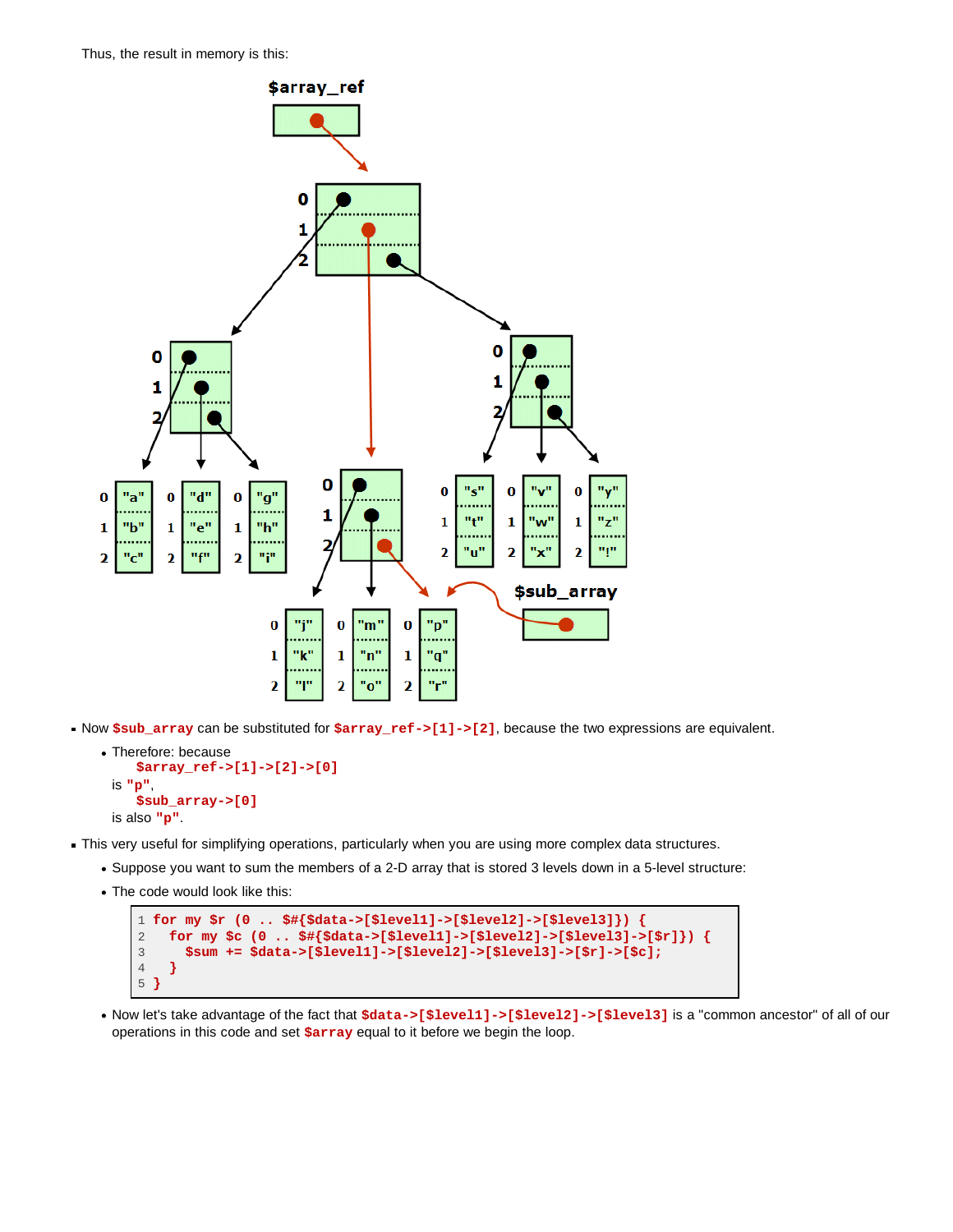Thus, the result in memory is this:

- Now `$sub_array` can be substituted for `$array_ref->[1]->[2]`, because the two expressions are equivalent.
  - Therefore: because
    `$array_ref->[1]->[2]->[0]`
    is `"p"`,
    `$sub_array->[0]`
    is also `"p"`.
- This very useful for simplifying operations, particularly when you are using more complex data structures.
  - Suppose you want to sum the members of a 2-D array that is stored 3 levels down in a 5-level structure:
  - The code would look like this:

```
1 for my $r (0 .. $#{$data->[$level1]->[$level2]->[$level3]}) {
2   for my $c (0 .. $#{$data->[$level1]->[$level2]->[$level3]->[$r]}) {
3     $sum += $data->[$level1]->[$level2]->[$level3]->[$r]->[$c];
4   }
5 }
```

  - Now let's take advantage of the fact that `$data->[$level1]->[$level2]->[$level3]` is a "common ancestor" of all of our operations in this code and set `$array` equal to it before we begin the loop.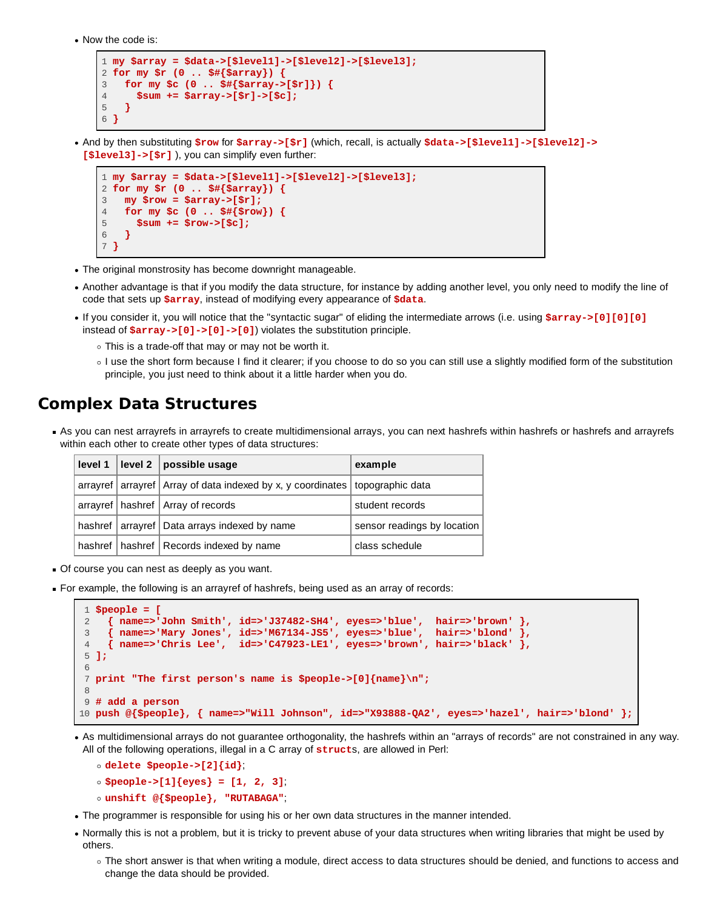- Now the code is:

```
my $array = $data->[$level1]->[$level2]->[$level3];
for my $r (0 .. $#{$array}) {
  for my $c (0 .. $#{$array->[$r]}) {
    $sum += $array->[$r]->[$c];
  }
}
```

- And by then substituting `$row` for `$array->[$r]` (which, recall, is actually `$data->[$level1]->[$level2]->[$level3]->[$r]` ), you can simplify even further:

```
my $array = $data->[$level1]->[$level2]->[$level3];
for my $r (0 .. $#{$array}) {
  my $row = $array->[$r];
  for my $c (0 .. $#{$row}) {
    $sum += $row->[$c];
  }
}
```

- The original monstrosity has become downright manageable.
- Another advantage is that if you modify the data structure, for instance by adding another level, you only need to modify the line of code that sets up `$array`, instead of modifying every appearance of `$data`.
- If you consider it, you will notice that the "syntactic sugar" of eliding the intermediate arrows (i.e. using `$array->[0][0][0]` instead of `$array->[0]->[0]->[0]`) violates the substitution principle.
  - This is a trade-off that may or may not be worth it.
  - I use the short form because I find it clearer; if you choose to do so you can still use a slightly modified form of the substitution principle, you just need to think about it a little harder when you do.

## Complex Data Structures

- As you can nest arrayrefs in arrayrefs to create multidimensional arrays, you can next hashrefs within hashrefs or hashrefs and arrayrefs within each other to create other types of data structures:

| level 1 | level 2 | possible usage | example |
|---|---|---|---|
| arrayref | arrayref | Array of data indexed by x, y coordinates | topographic data |
| arrayref | hashref | Array of records | student records |
| hashref | arrayref | Data arrays indexed by name | sensor readings by location |
| hashref | hashref | Records indexed by name | class schedule |

- Of course you can nest as deeply as you want.
- For example, the following is an arrayref of hashrefs, being used as an array of records:

```
$people = [
  { name=>'John Smith', id=>'J37482-SH4', eyes=>'blue',  hair=>'brown' },
  { name=>'Mary Jones', id=>'M67134-JS5', eyes=>'blue',  hair=>'blond' },
  { name=>'Chris Lee',  id=>'C47923-LE1', eyes=>'brown', hair=>'black' },
];

print "The first person's name is $people->[0]{name}\n";

# add a person
push @{$people}, { name=>"Will Johnson", id=>"X93888-QA2', eyes=>'hazel', hair=>'blond' };
```

- As multidimensional arrays do not guarantee orthogonality, the hashrefs within an "arrays of records" are not constrained in any way. All of the following operations, illegal in a C array of `struct`s, are allowed in Perl:
  - `delete $people->[2]{id}`;
  - `$people->[1]{eyes} = [1, 2, 3]`;
  - `unshift @{$people}, "RUTABAGA"`;
- The programmer is responsible for using his or her own data structures in the manner intended.
- Normally this is not a problem, but it is tricky to prevent abuse of your data structures when writing libraries that might be used by others.
  - The short answer is that when writing a module, direct access to data structures should be denied, and functions to access and change the data should be provided.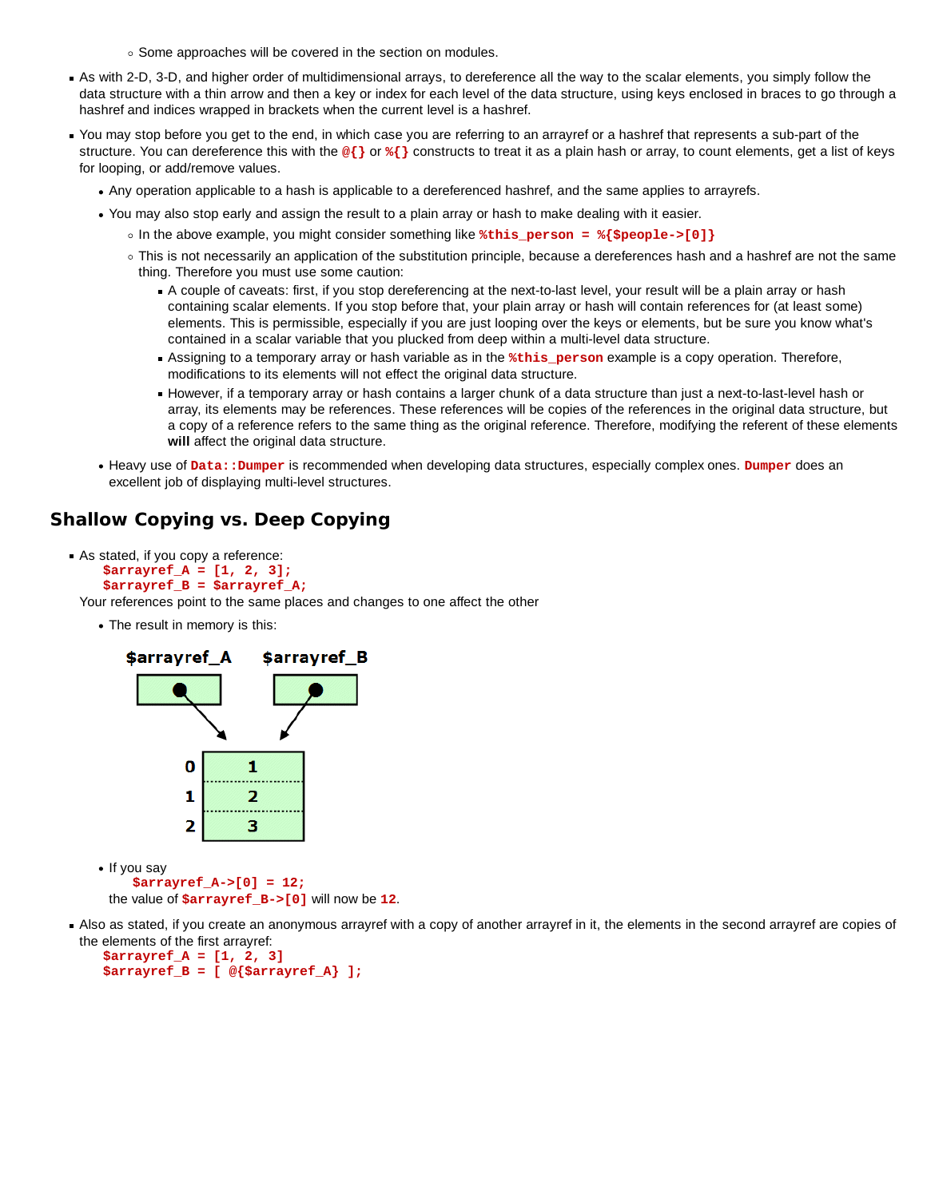- Some approaches will be covered in the section on modules.

- As with 2-D, 3-D, and higher order of multidimensional arrays, to dereference all the way to the scalar elements, you simply follow the data structure with a thin arrow and then a key or index for each level of the data structure, using keys enclosed in braces to go through a hashref and indices wrapped in brackets when the current level is a hashref.
- You may stop before you get to the end, in which case you are referring to an arrayref or a hashref that represents a sub-part of the structure. You can dereference this with the `@{}` or `%{}` constructs to treat it as a plain hash or array, to count elements, get a list of keys for looping, or add/remove values.
  - Any operation applicable to a hash is applicable to a dereferenced hashref, and the same applies to arrayrefs.
  - You may also stop early and assign the result to a plain array or hash to make dealing with it easier.
    - In the above example, you might consider something like `%this_person = %{$people->[0]}`
    - This is not necessarily an application of the substitution principle, because a dereferences hash and a hashref are not the same thing. Therefore you must use some caution:
      - A couple of caveats: first, if you stop dereferencing at the next-to-last level, your result will be a plain array or hash containing scalar elements. If you stop before that, your plain array or hash will contain references for (at least some) elements. This is permissible, especially if you are just looping over the keys or elements, but be sure you know what's contained in a scalar variable that you plucked from deep within a multi-level data structure.
      - Assigning to a temporary array or hash variable as in the `%this_person` example is a copy operation. Therefore, modifications to its elements will not effect the original data structure.
      - However, if a temporary array or hash contains a larger chunk of a data structure than just a next-to-last-level hash or array, its elements may be references. These references will be copies of the references in the original data structure, but a copy of a reference refers to the same thing as the original reference. Therefore, modifying the referent of these elements **will** affect the original data structure.
  - Heavy use of `Data::Dumper` is recommended when developing data structures, especially complex ones. `Dumper` does an excellent job of displaying multi-level structures.

## Shallow Copying vs. Deep Copying

- As stated, if you copy a reference:
  ```
  $arrayref_A = [1, 2, 3];
  $arrayref_B = $arrayref_A;
  ```
  Your references point to the same places and changes to one affect the other
  - The result in memory is this:

  - If you say
    ```
    $arrayref_A->[0] = 12;
    ```
    the value of `$arrayref_B->[0]` will now be `12`.
- Also as stated, if you create an anonymous arrayref with a copy of another arrayref in it, the elements in the second arrayref are copies of the elements of the first arrayref:
  ```
  $arrayref_A = [1, 2, 3]
  $arrayref_B = [ @{$arrayref_A} ];
  ```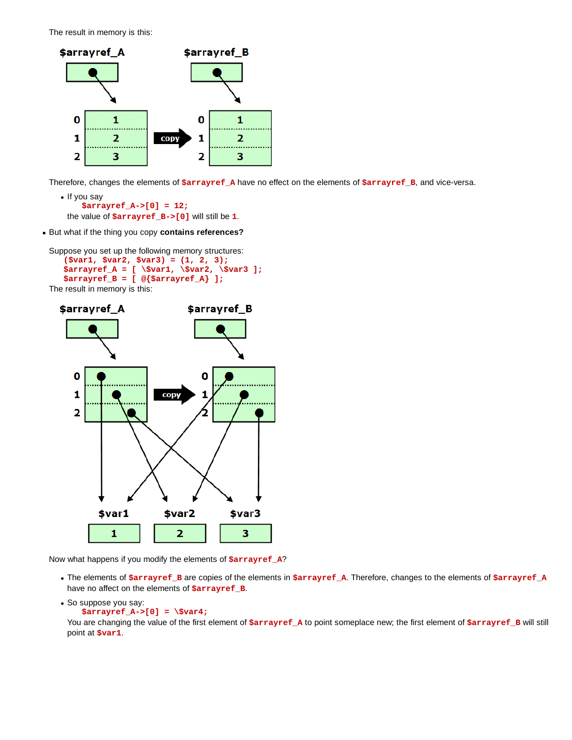The result in memory is this:

Therefore, changes the elements of `$arrayref_A` have no effect on the elements of `$arrayref_B`, and vice-versa.

- If you say
  ```
  $arrayref_A->[0] = 12;
  ```
  the value of `$arrayref_B->[0]` will still be `1`.

- But what if the thing you copy **contains references?**

Suppose you set up the following memory structures:

```
($var1, $var2, $var3) = (1, 2, 3);
$arrayref_A = [ \$var1, \$var2, \$var3 ];
$arrayref_B = [ @{$arrayref_A} ];
```

The result in memory is this:

Now what happens if you modify the elements of `$arrayref_A`?

- The elements of `$arrayref_B` are copies of the elements in `$arrayref_A`. Therefore, changes to the elements of `$arrayref_A` have no affect on the elements of `$arrayref_B`.
- So suppose you say:
  ```
  $arrayref_A->[0] = \$var4;
  ```
  You are changing the value of the first element of `$arrayref_A` to point someplace new; the first element of `$arrayref_B` will still point at `$var1`.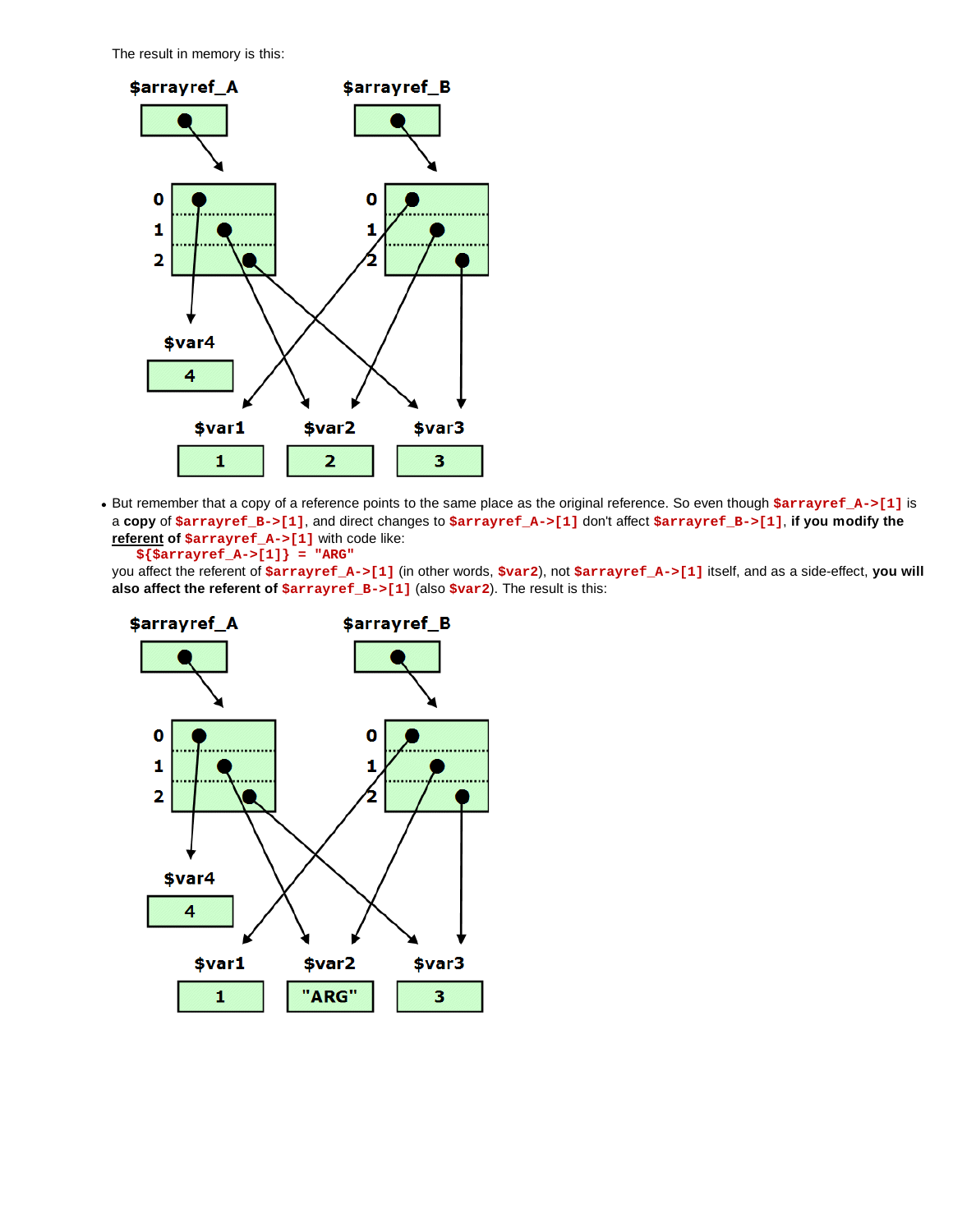The result in memory is this:

- But remember that a copy of a reference points to the same place as the original reference. So even though `$arrayref_A->[1]` is a **copy** of `$arrayref_B->[1]`, and direct changes to `$arrayref_A->[1]` don't affect `$arrayref_B->[1]`, **if you modify the referent of** `$arrayref_A->[1]` with code like:

  ```
  ${$arrayref_A->[1]} = "ARG"
  ```

  you affect the referent of `$arrayref_A->[1]` (in other words, `$var2`), not `$arrayref_A->[1]` itself, and as a side-effect, **you will also affect the referent of** `$arrayref_B->[1]` (also `$var2`). The result is this: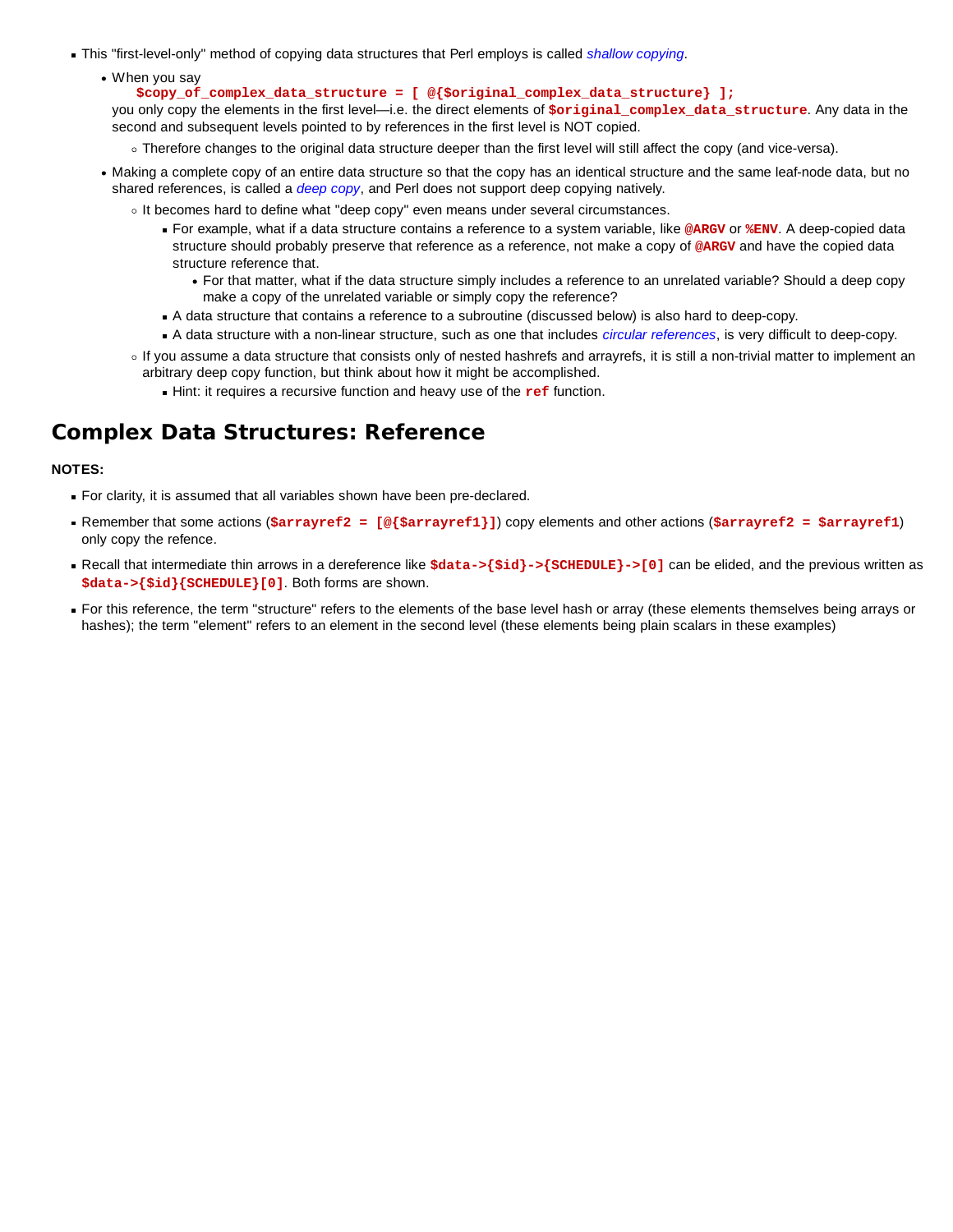- This "first-level-only" method of copying data structures that Perl employs is called *shallow copying*.
  - When you say
    `$copy_of_complex_data_structure = [ @{$original_complex_data_structure} ];`
    you only copy the elements in the first level—i.e. the direct elements of `$original_complex_data_structure`. Any data in the second and subsequent levels pointed to by references in the first level is NOT copied.
    - Therefore changes to the original data structure deeper than the first level will still affect the copy (and vice-versa).
  - Making a complete copy of an entire data structure so that the copy has an identical structure and the same leaf-node data, but no shared references, is called a *deep copy*, and Perl does not support deep copying natively.
    - It becomes hard to define what "deep copy" even means under several circumstances.
      - For example, what if a data structure contains a reference to a system variable, like `@ARGV` or `%ENV`. A deep-copied data structure should probably preserve that reference as a reference, not make a copy of `@ARGV` and have the copied data structure reference that.
        - For that matter, what if the data structure simply includes a reference to an unrelated variable? Should a deep copy make a copy of the unrelated variable or simply copy the reference?
      - A data structure that contains a reference to a subroutine (discussed below) is also hard to deep-copy.
      - A data structure with a non-linear structure, such as one that includes *circular references*, is very difficult to deep-copy.
    - If you assume a data structure that consists only of nested hashrefs and arrayrefs, it is still a non-trivial matter to implement an arbitrary deep copy function, but think about how it might be accomplished.
      - Hint: it requires a recursive function and heavy use of the `ref` function.

## Complex Data Structures: Reference

**NOTES:**

- For clarity, it is assumed that all variables shown have been pre-declared.
- Remember that some actions (`$arrayref2 = [@{$arrayref1}]`) copy elements and other actions (`$arrayref2 = $arrayref1`) only copy the refence.
- Recall that intermediate thin arrows in a dereference like `$data->{$id}->{SCHEDULE}->[0]` can be elided, and the previous written as `$data->{$id}{SCHEDULE}[0]`. Both forms are shown.
- For this reference, the term "structure" refers to the elements of the base level hash or array (these elements themselves being arrays or hashes); the term "element" refers to an element in the second level (these elements being plain scalars in these examples)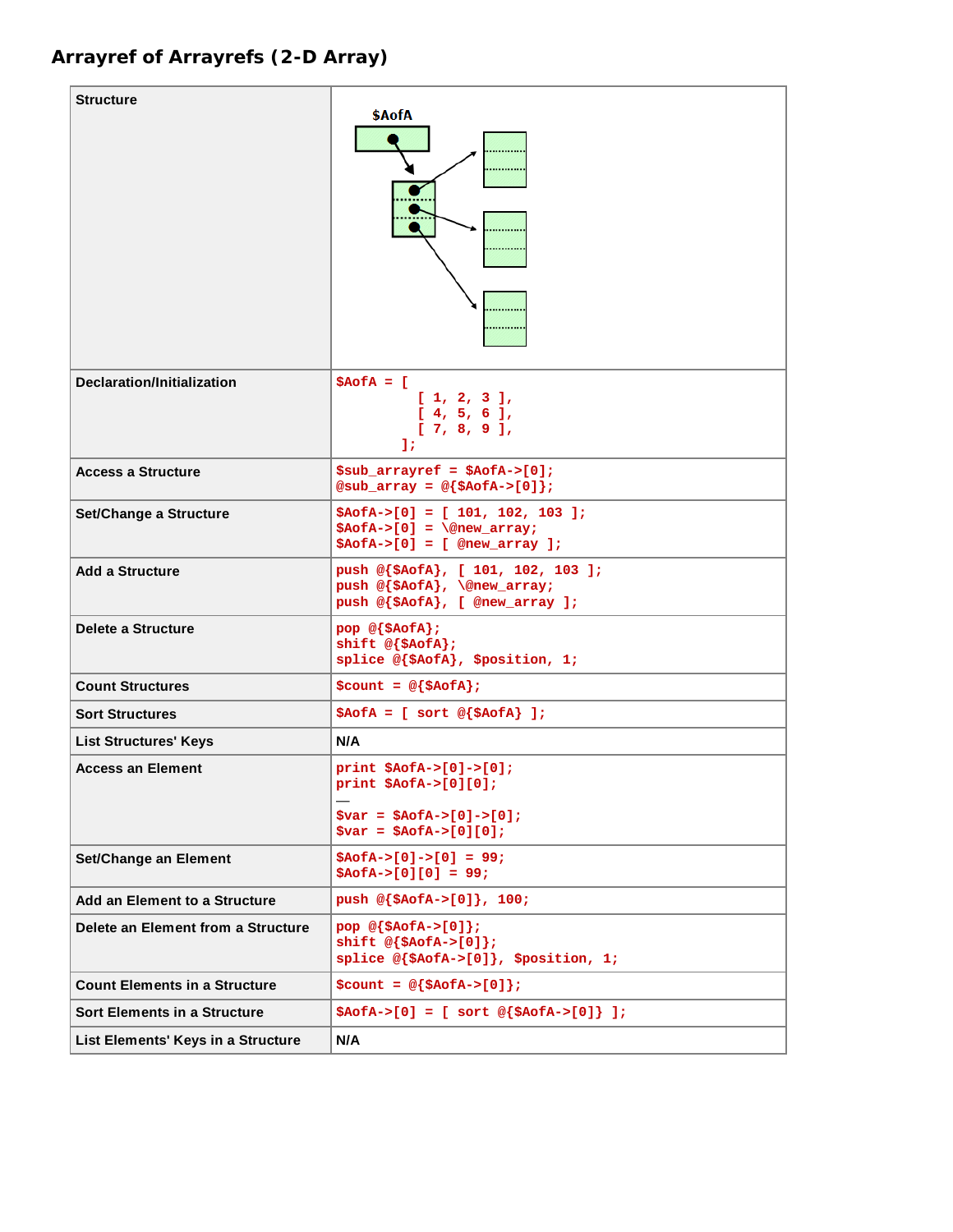## Arrayref of Arrayrefs (2-D Array)

| Structure | |
|---|---|
| Declaration/Initialization | `$AofA = [ [ 1, 2, 3 ], [ 4, 5, 6 ], [ 7, 8, 9 ], ];` |
| Access a Structure | `$sub_arrayref = $AofA->[0];`<br>`@sub_array = @{$AofA->[0]};` |
| Set/Change a Structure | `$AofA->[0] = [ 101, 102, 103 ];`<br>`$AofA->[0] = \@new_array;`<br>`$AofA->[0] = [ @new_array ];` |
| Add a Structure | `push @{$AofA}, [ 101, 102, 103 ];`<br>`push @{$AofA}, \@new_array;`<br>`push @{$AofA}, [ @new_array ];` |
| Delete a Structure | `pop @{$AofA};`<br>`shift @{$AofA};`<br>`splice @{$AofA}, $position, 1;` |
| Count Structures | `$count = @{$AofA};` |
| Sort Structures | `$AofA = [ sort @{$AofA} ];` |
| List Structures' Keys | N/A |
| Access an Element | `print $AofA->[0]->[0];`<br>`print $AofA->[0][0];`<br>—<br>`$var = $AofA->[0]->[0];`<br>`$var = $AofA->[0][0];` |
| Set/Change an Element | `$AofA->[0]->[0] = 99;`<br>`$AofA->[0][0] = 99;` |
| Add an Element to a Structure | `push @{$AofA->[0]}, 100;` |
| Delete an Element from a Structure | `pop @{$AofA->[0]};`<br>`shift @{$AofA->[0]};`<br>`splice @{$AofA->[0]}, $position, 1;` |
| Count Elements in a Structure | `$count = @{$AofA->[0]};` |
| Sort Elements in a Structure | `$AofA->[0] = [ sort @{$AofA->[0]} ];` |
| List Elements' Keys in a Structure | N/A |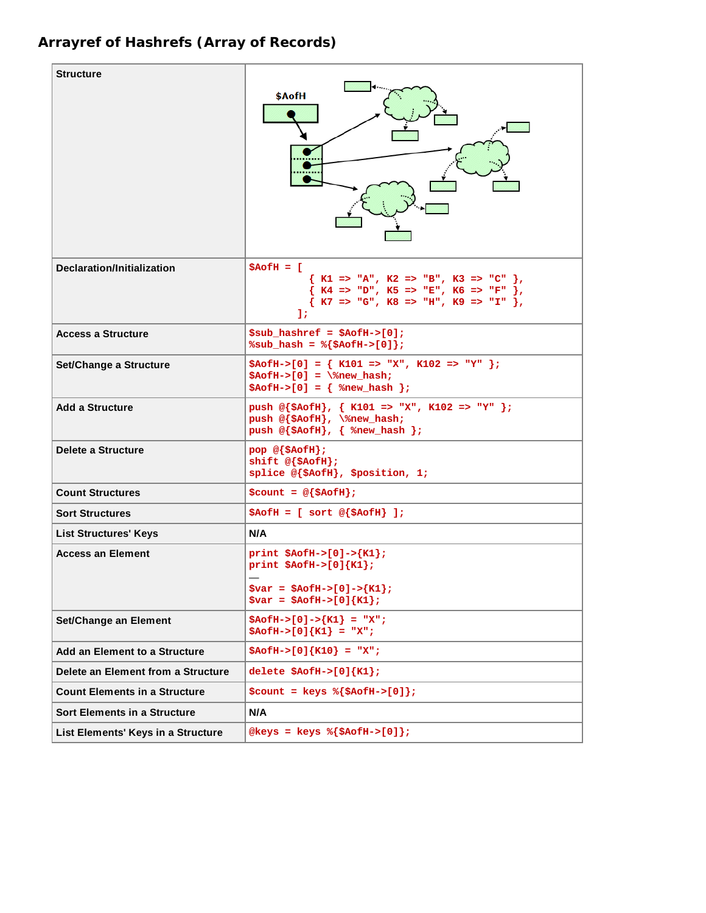## Arrayref of Hashrefs (Array of Records)

| | |
|---|---|
| **Structure** | $AofH |
| **Declaration/Initialization** | `$AofH = [ { K1 => "A", K2 => "B", K3 => "C" }, { K4 => "D", K5 => "E", K6 => "F" }, { K7 => "G", K8 => "H", K9 => "I" }, ];` |
| **Access a Structure** | `$sub_hashref = $AofH->[0];`<br>`%sub_hash = %{$AofH->[0]};` |
| **Set/Change a Structure** | `$AofH->[0] = { K101 => "X", K102 => "Y" };`<br>`$AofH->[0] = \%new_hash;`<br>`$AofH->[0] = { %new_hash };` |
| **Add a Structure** | `push @{$AofH}, { K101 => "X", K102 => "Y" };`<br>`push @{$AofH}, \%new_hash;`<br>`push @{$AofH}, { %new_hash };` |
| **Delete a Structure** | `pop @{$AofH};`<br>`shift @{$AofH};`<br>`splice @{$AofH}, $position, 1;` |
| **Count Structures** | `$count = @{$AofH};` |
| **Sort Structures** | `$AofH = [ sort @{$AofH} ];` |
| **List Structures' Keys** | N/A |
| **Access an Element** | `print $AofH->[0]->{K1};`<br>`print $AofH->[0]{K1};`<br>—<br>`$var = $AofH->[0]->{K1};`<br>`$var = $AofH->[0]{K1};` |
| **Set/Change an Element** | `$AofH->[0]->{K1} = "X";`<br>`$AofH->[0]{K1} = "X";` |
| **Add an Element to a Structure** | `$AofH->[0]{K10} = "X";` |
| **Delete an Element from a Structure** | `delete $AofH->[0]{K1};` |
| **Count Elements in a Structure** | `$count = keys %{$AofH->[0]};` |
| **Sort Elements in a Structure** | N/A |
| **List Elements' Keys in a Structure** | `@keys = keys %{$AofH->[0]};` |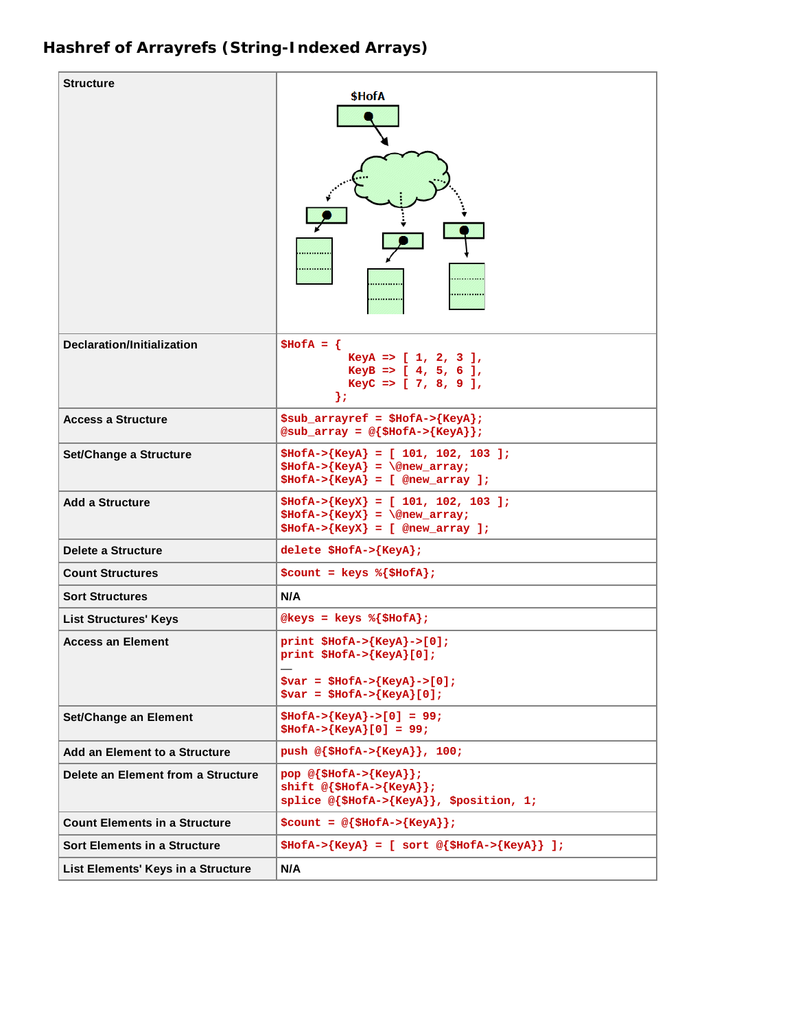## Hashref of Arrayrefs (String-Indexed Arrays)

| | |
|---|---|
| **Structure** | |
| **Declaration/Initialization** | `$HofA = {`<br>`KeyA => [ 1, 2, 3 ],`<br>`KeyB => [ 4, 5, 6 ],`<br>`KeyC => [ 7, 8, 9 ],`<br>`};` |
| **Access a Structure** | `$sub_arrayref = $HofA->{KeyA};`<br>`@sub_array = @{$HofA->{KeyA}};` |
| **Set/Change a Structure** | `$HofA->{KeyA} = [ 101, 102, 103 ];`<br>`$HofA->{KeyA} = \@new_array;`<br>`$HofA->{KeyA} = [ @new_array ];` |
| **Add a Structure** | `$HofA->{KeyX} = [ 101, 102, 103 ];`<br>`$HofA->{KeyX} = \@new_array;`<br>`$HofA->{KeyX} = [ @new_array ];` |
| **Delete a Structure** | `delete $HofA->{KeyA};` |
| **Count Structures** | `$count = keys %{$HofA};` |
| **Sort Structures** | N/A |
| **List Structures' Keys** | `@keys = keys %{$HofA};` |
| **Access an Element** | `print $HofA->{KeyA}->[0];`<br>`print $HofA->{KeyA}[0];`<br>—<br>`$var = $HofA->{KeyA}->[0];`<br>`$var = $HofA->{KeyA}[0];` |
| **Set/Change an Element** | `$HofA->{KeyA}->[0] = 99;`<br>`$HofA->{KeyA}[0] = 99;` |
| **Add an Element to a Structure** | `push @{$HofA->{KeyA}}, 100;` |
| **Delete an Element from a Structure** | `pop @{$HofA->{KeyA}};`<br>`shift @{$HofA->{KeyA}};`<br>`splice @{$HofA->{KeyA}}, $position, 1;` |
| **Count Elements in a Structure** | `$count = @{$HofA->{KeyA}};` |
| **Sort Elements in a Structure** | `$HofA->{KeyA} = [ sort @{$HofA->{KeyA}} ];` |
| **List Elements' Keys in a Structure** | N/A |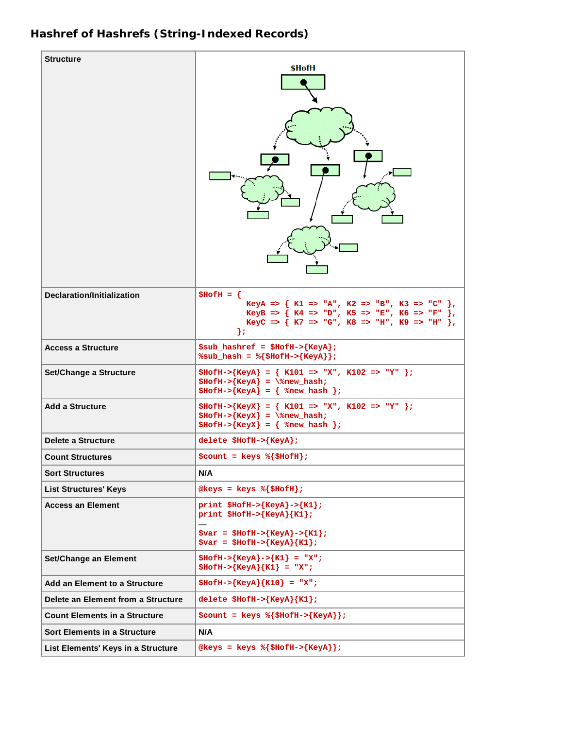## Hashref of Hashrefs (String-Indexed Records)

| | |
|---|---|
| **Structure** | $HofH |
| **Declaration/Initialization** | `$HofH = {`<br>`KeyA => { K1 => "A", K2 => "B", K3 => "C" },`<br>`KeyB => { K4 => "D", K5 => "E", K6 => "F" },`<br>`KeyC => { K7 => "G", K8 => "H", K9 => "H" },`<br>`};` |
| **Access a Structure** | `$sub_hashref = $HofH->{KeyA};`<br>`%sub_hash = %{$HofH->{KeyA}};` |
| **Set/Change a Structure** | `$HofH->{KeyA} = { K101 => "X", K102 => "Y" };`<br>`$HofH->{KeyA} = \%new_hash;`<br>`$HofH->{KeyA} = { %new_hash };` |
| **Add a Structure** | `$HofH->{KeyX} = { K101 => "X", K102 => "Y" };`<br>`$HofH->{KeyX} = \%new_hash;`<br>`$HofH->{KeyX} = { %new_hash };` |
| **Delete a Structure** | `delete $HofH->{KeyA};` |
| **Count Structures** | `$count = keys %{$HofH};` |
| **Sort Structures** | N/A |
| **List Structures' Keys** | `@keys = keys %{$HofH};` |
| **Access an Element** | `print $HofH->{KeyA}->{K1};`<br>`print $HofH->{KeyA}{K1};`<br>—<br>`$var = $HofH->{KeyA}->{K1};`<br>`$var = $HofH->{KeyA}{K1};` |
| **Set/Change an Element** | `$HofH->{KeyA}->{K1} = "X";`<br>`$HofH->{KeyA}{K1} = "X";` |
| **Add an Element to a Structure** | `$HofH->{KeyA}{K10} = "X";` |
| **Delete an Element from a Structure** | `delete $HofH->{KeyA}{K1};` |
| **Count Elements in a Structure** | `$count = keys %{$HofH->{KeyA}};` |
| **Sort Elements in a Structure** | N/A |
| **List Elements' Keys in a Structure** | `@keys = keys %{$HofH->{KeyA}};` |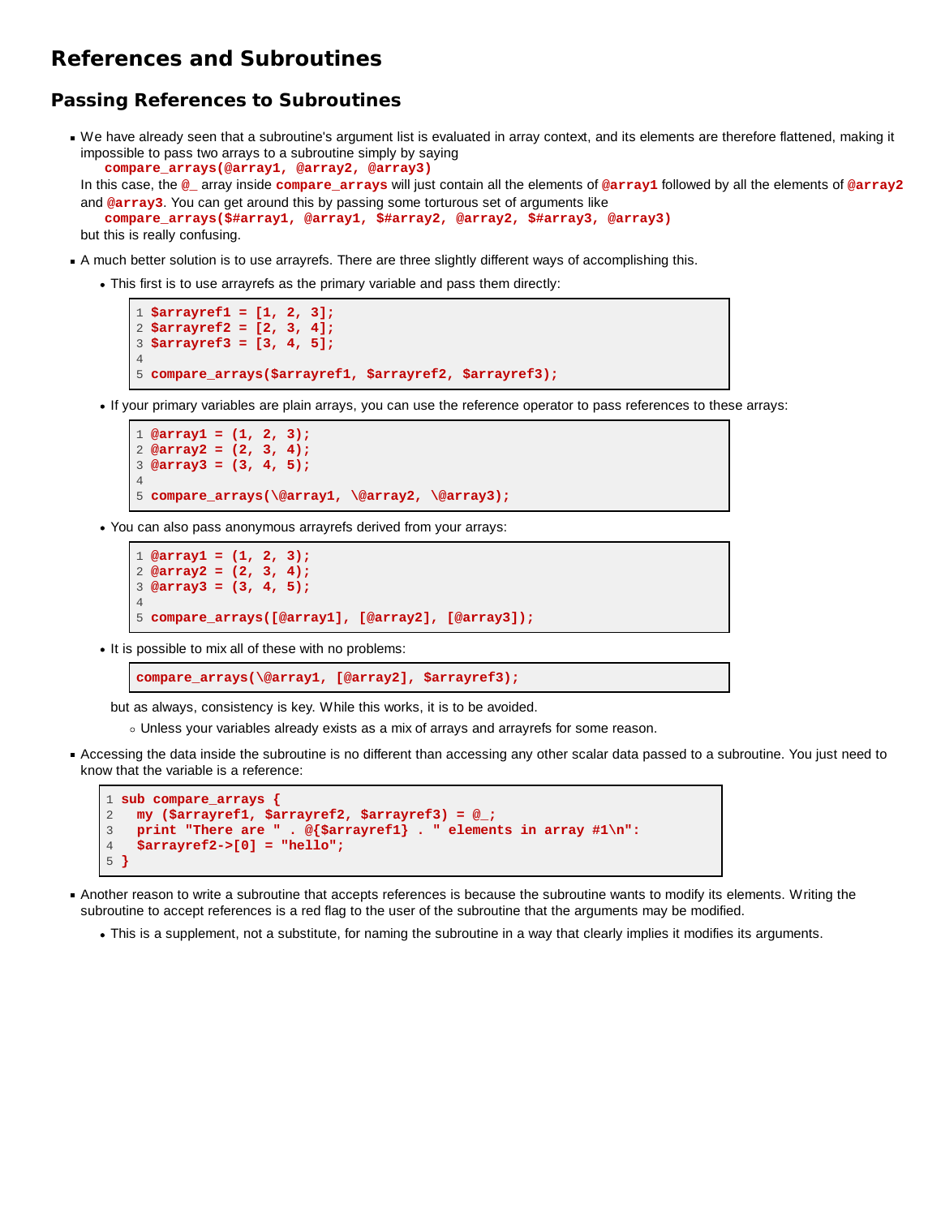# References and Subroutines

## Passing References to Subroutines

- We have already seen that a subroutine's argument list is evaluated in array context, and its elements are therefore flattened, making it impossible to pass two arrays to a subroutine simply by saying
  `compare_arrays(@array1, @array2, @array3)`
  In this case, the `@_` array inside `compare_arrays` will just contain all the elements of `@array1` followed by all the elements of `@array2` and `@array3`. You can get around this by passing some torturous set of arguments like
  `compare_arrays($#array1, @array1, $#array2, @array2, $#array3, @array3)`
  but this is really confusing.

- A much better solution is to use arrayrefs. There are three slightly different ways of accomplishing this.
  - This first is to use arrayrefs as the primary variable and pass them directly:

    ```
    $arrayref1 = [1, 2, 3];
    $arrayref2 = [2, 3, 4];
    $arrayref3 = [3, 4, 5];

    compare_arrays($arrayref1, $arrayref2, $arrayref3);
    ```

  - If your primary variables are plain arrays, you can use the reference operator to pass references to these arrays:

    ```
    @array1 = (1, 2, 3);
    @array2 = (2, 3, 4);
    @array3 = (3, 4, 5);

    compare_arrays(\@array1, \@array2, \@array3);
    ```

  - You can also pass anonymous arrayrefs derived from your arrays:

    ```
    @array1 = (1, 2, 3);
    @array2 = (2, 3, 4);
    @array3 = (3, 4, 5);

    compare_arrays([@array1], [@array2], [@array3]);
    ```

  - It is possible to mix all of these with no problems:

    ```
    compare_arrays(\@array1, [@array2], $arrayref3);
    ```

    but as always, consistency is key. While this works, it is to be avoided.
    - Unless your variables already exists as a mix of arrays and arrayrefs for some reason.

- Accessing the data inside the subroutine is no different than accessing any other scalar data passed to a subroutine. You just need to know that the variable is a reference:

  ```
  sub compare_arrays {
    my ($arrayref1, $arrayref2, $arrayref3) = @_;
    print "There are " . @{$arrayref1} . " elements in array #1\n":
    $arrayref2->[0] = "hello";
  }
  ```

- Another reason to write a subroutine that accepts references is because the subroutine wants to modify its elements. Writing the subroutine to accept references is a red flag to the user of the subroutine that the arguments may be modified.
  - This is a supplement, not a substitute, for naming the subroutine in a way that clearly implies it modifies its arguments.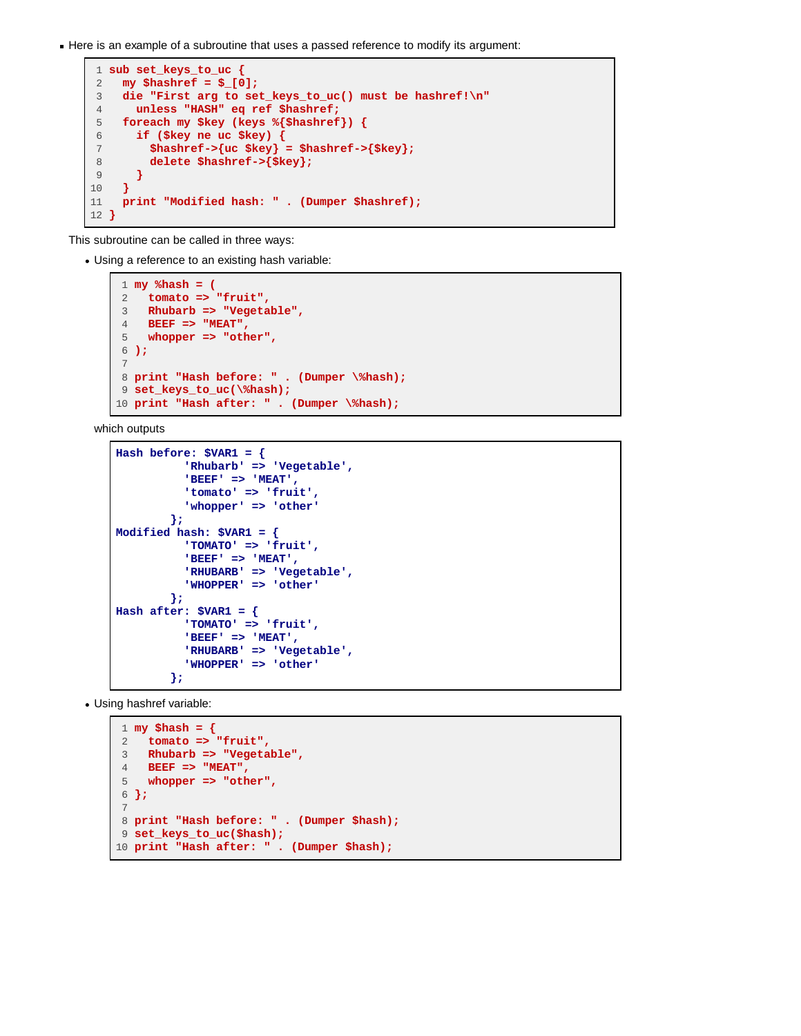- Here is an example of a subroutine that uses a passed reference to modify its argument:

```perl
sub set_keys_to_uc {
  my $hashref = $_[0];
  die "First arg to set_keys_to_uc() must be hashref!\n"
    unless "HASH" eq ref $hashref;
  foreach my $key (keys %{$hashref}) {
    if ($key ne uc $key) {
      $hashref->{uc $key} = $hashref->{$key};
      delete $hashref->{$key};
    }
  }
  print "Modified hash: " . (Dumper $hashref);
}
```

This subroutine can be called in three ways:

- Using a reference to an existing hash variable:

```perl
my %hash = (
  tomato => "fruit",
  Rhubarb => "Vegetable",
  BEEF => "MEAT",
  whopper => "other",
);

print "Hash before: " . (Dumper \%hash);
set_keys_to_uc(\%hash);
print "Hash after: " . (Dumper \%hash);
```

which outputs

```
Hash before: $VAR1 = {
          'Rhubarb' => 'Vegetable',
          'BEEF' => 'MEAT',
          'tomato' => 'fruit',
          'whopper' => 'other'
        };
Modified hash: $VAR1 = {
          'TOMATO' => 'fruit',
          'BEEF' => 'MEAT',
          'RHUBARB' => 'Vegetable',
          'WHOPPER' => 'other'
        };
Hash after: $VAR1 = {
          'TOMATO' => 'fruit',
          'BEEF' => 'MEAT',
          'RHUBARB' => 'Vegetable',
          'WHOPPER' => 'other'
        };
```

- Using hashref variable:

```perl
my $hash = {
  tomato => "fruit",
  Rhubarb => "Vegetable",
  BEEF => "MEAT",
  whopper => "other",
};

print "Hash before: " . (Dumper $hash);
set_keys_to_uc($hash);
print "Hash after: " . (Dumper $hash);
```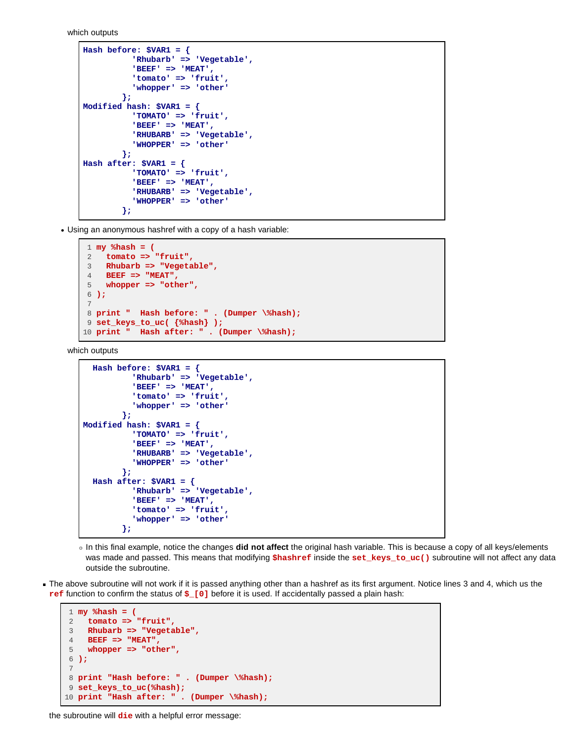which outputs

```
Hash before: $VAR1 = {
          'Rhubarb' => 'Vegetable',
          'BEEF' => 'MEAT',
          'tomato' => 'fruit',
          'whopper' => 'other'
        };
Modified hash: $VAR1 = {
          'TOMATO' => 'fruit',
          'BEEF' => 'MEAT',
          'RHUBARB' => 'Vegetable',
          'WHOPPER' => 'other'
        };
Hash after: $VAR1 = {
          'TOMATO' => 'fruit',
          'BEEF' => 'MEAT',
          'RHUBARB' => 'Vegetable',
          'WHOPPER' => 'other'
        };
```

- Using an anonymous hashref with a copy of a hash variable:

```
my %hash = (
  tomato => "fruit",
  Rhubarb => "Vegetable",
  BEEF => "MEAT",
  whopper => "other",
);

print "  Hash before: " . (Dumper \%hash);
set_keys_to_uc( {%hash} );
print "  Hash after: " . (Dumper \%hash);
```

which outputs

```
  Hash before: $VAR1 = {
          'Rhubarb' => 'Vegetable',
          'BEEF' => 'MEAT',
          'tomato' => 'fruit',
          'whopper' => 'other'
        };
Modified hash: $VAR1 = {
          'TOMATO' => 'fruit',
          'BEEF' => 'MEAT',
          'RHUBARB' => 'Vegetable',
          'WHOPPER' => 'other'
        };
  Hash after: $VAR1 = {
          'Rhubarb' => 'Vegetable',
          'BEEF' => 'MEAT',
          'tomato' => 'fruit',
          'whopper' => 'other'
        };
```

  - In this final example, notice the changes **did not affect** the original hash variable. This is because a copy of all keys/elements was made and passed. This means that modifying `$hashref` inside the `set_keys_to_uc()` subroutine will not affect any data outside the subroutine.

- The above subroutine will not work if it is passed anything other than a hashref as its first argument. Notice lines 3 and 4, which us the `ref` function to confirm the status of `$_[0]` before it is used. If accidentally passed a plain hash:

```
my %hash = (
  tomato => "fruit",
  Rhubarb => "Vegetable",
  BEEF => "MEAT",
  whopper => "other",
);

print "Hash before: " . (Dumper \%hash);
set_keys_to_uc(%hash);
print "Hash after: " . (Dumper \%hash);
```

the subroutine will `die` with a helpful error message: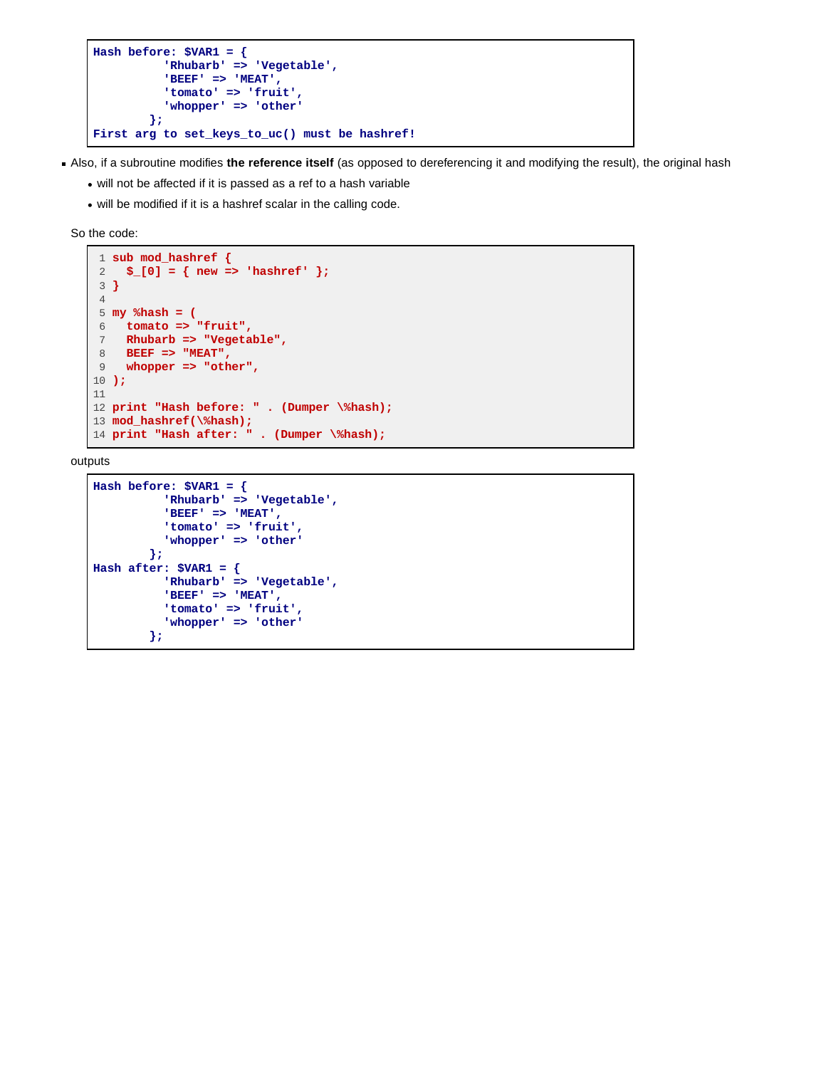```
Hash before: $VAR1 = {
          'Rhubarb' => 'Vegetable',
          'BEEF' => 'MEAT',
          'tomato' => 'fruit',
          'whopper' => 'other'
        };
First arg to set_keys_to_uc() must be hashref!
```

- Also, if a subroutine modifies **the reference itself** (as opposed to dereferencing it and modifying the result), the original hash
  - will not be affected if it is passed as a ref to a hash variable
  - will be modified if it is a hashref scalar in the calling code.

So the code:

```
sub mod_hashref {
  $_[0] = { new => 'hashref' };
}

my %hash = (
  tomato => "fruit",
  Rhubarb => "Vegetable",
  BEEF => "MEAT",
  whopper => "other",
);

print "Hash before: " . (Dumper \%hash);
mod_hashref(\%hash);
print "Hash after: " . (Dumper \%hash);
```

outputs

```
Hash before: $VAR1 = {
          'Rhubarb' => 'Vegetable',
          'BEEF' => 'MEAT',
          'tomato' => 'fruit',
          'whopper' => 'other'
        };
Hash after: $VAR1 = {
          'Rhubarb' => 'Vegetable',
          'BEEF' => 'MEAT',
          'tomato' => 'fruit',
          'whopper' => 'other'
        };
```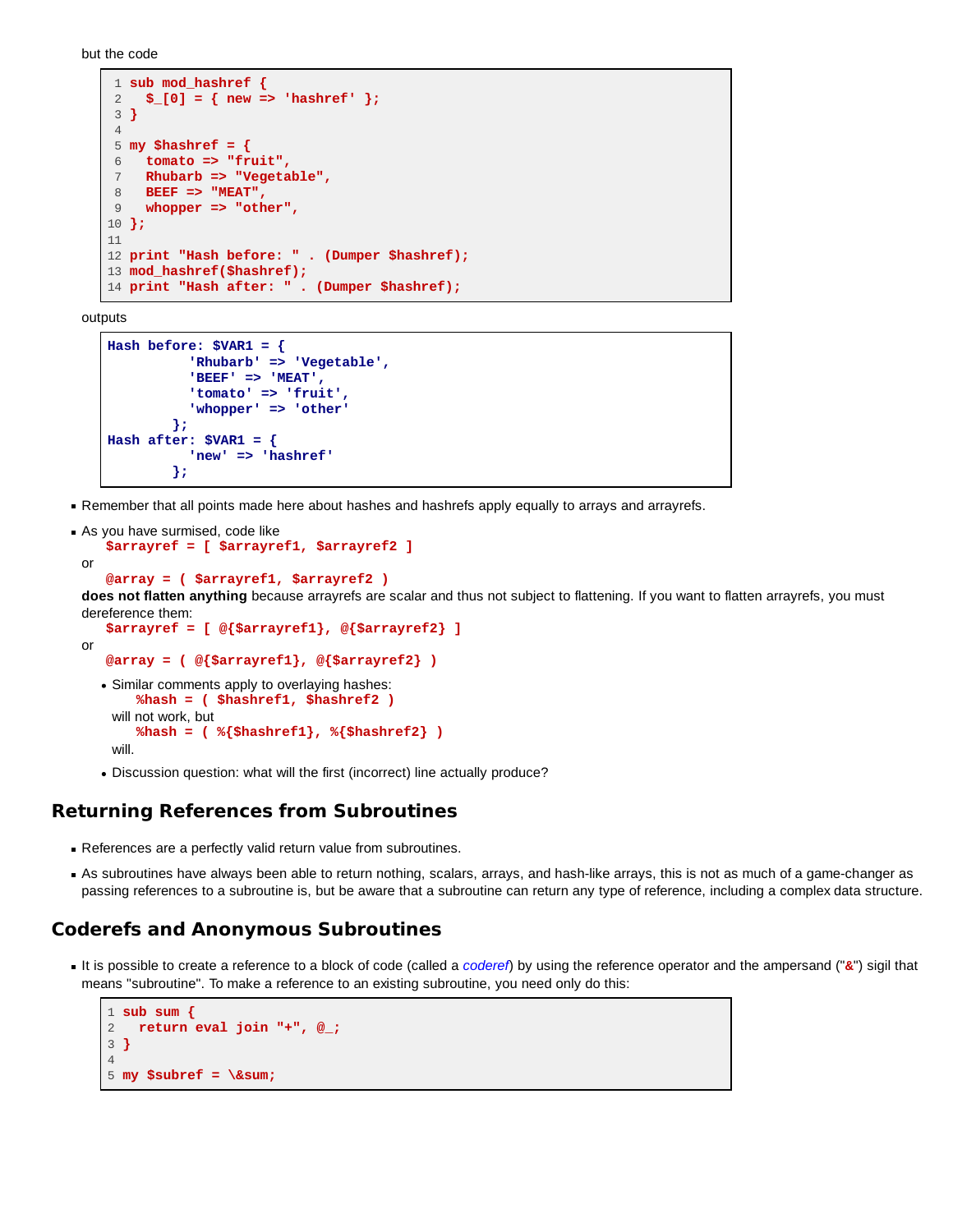but the code

```
sub mod_hashref {
  $_[0] = { new => 'hashref' };
}

my $hashref = {
  tomato => "fruit",
  Rhubarb => "Vegetable",
  BEEF => "MEAT",
  whopper => "other",
};

print "Hash before: " . (Dumper $hashref);
mod_hashref($hashref);
print "Hash after: " . (Dumper $hashref);
```

outputs

```
Hash before: $VAR1 = {
          'Rhubarb' => 'Vegetable',
          'BEEF' => 'MEAT',
          'tomato' => 'fruit',
          'whopper' => 'other'
        };
Hash after: $VAR1 = {
          'new' => 'hashref'
        };
```

- Remember that all points made here about hashes and hashrefs apply equally to arrays and arrayrefs.
- As you have surmised, code like
  `$arrayref = [ $arrayref1, $arrayref2 ]`
  or
  `@array = ( $arrayref1, $arrayref2 )`
  **does not flatten anything** because arrayrefs are scalar and thus not subject to flattening. If you want to flatten arrayrefs, you must dereference them:
  `$arrayref = [ @{$arrayref1}, @{$arrayref2} ]`
  or
  `@array = ( @{$arrayref1}, @{$arrayref2} )`
  - Similar comments apply to overlaying hashes:
    `%hash = ( $hashref1, $hashref2 )`
    will not work, but
    `%hash = ( %{$hashref1}, %{$hashref2} )`
    will.
  - Discussion question: what will the first (incorrect) line actually produce?

## Returning References from Subroutines

- References are a perfectly valid return value from subroutines.
- As subroutines have always been able to return nothing, scalars, arrays, and hash-like arrays, this is not as much of a game-changer as passing references to a subroutine is, but be aware that a subroutine can return any type of reference, including a complex data structure.

## Coderefs and Anonymous Subroutines

- It is possible to create a reference to a block of code (called a *coderef*) by using the reference operator and the ampersand ("`&`") sigil that means "subroutine". To make a reference to an existing subroutine, you need only do this:

```
sub sum {
  return eval join "+", @_;
}

my $subref = \&sum;
```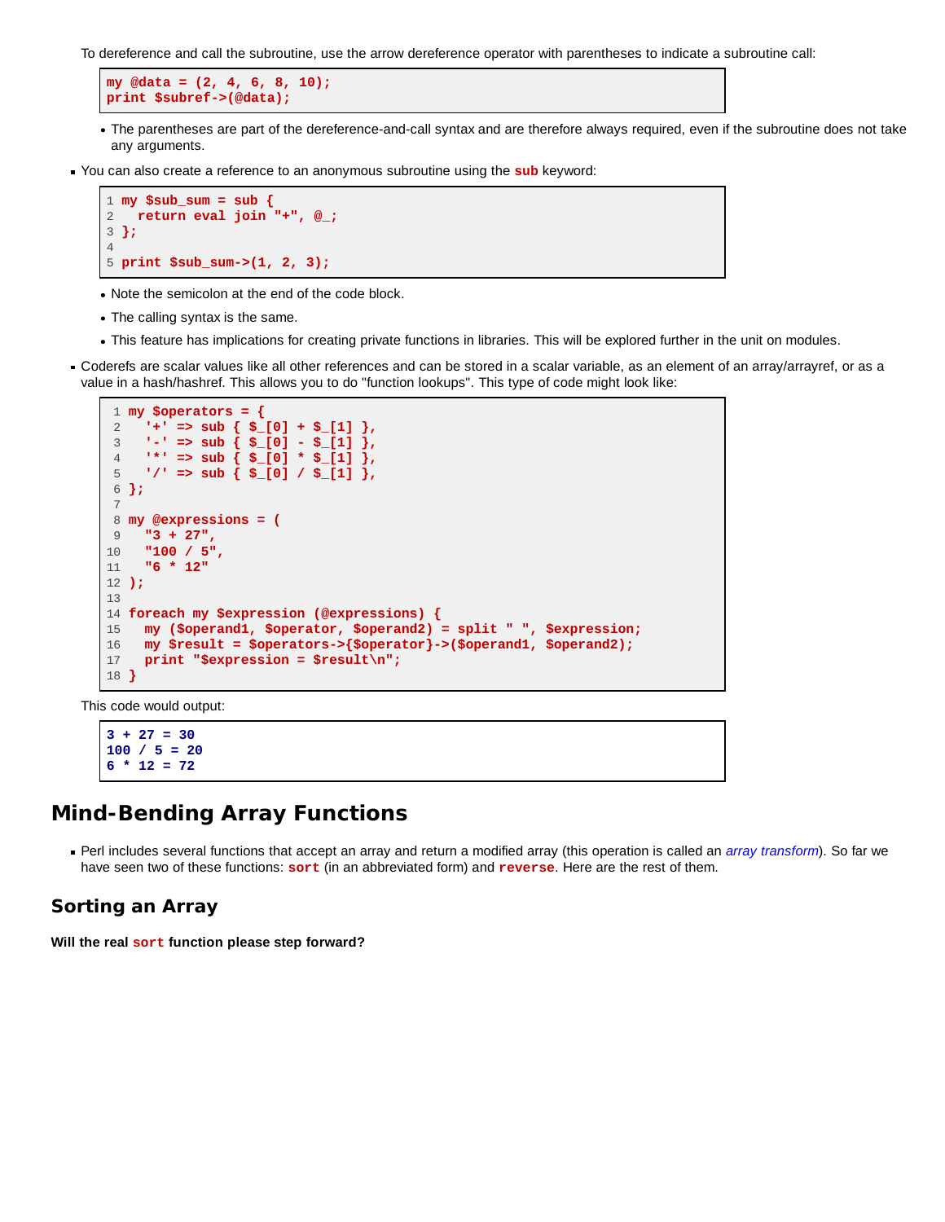To dereference and call the subroutine, use the arrow dereference operator with parentheses to indicate a subroutine call:

```
my @data = (2, 4, 6, 8, 10);
print $subref->(@data);
```

- The parentheses are part of the dereference-and-call syntax and are therefore always required, even if the subroutine does not take any arguments.

- You can also create a reference to an anonymous subroutine using the **sub** keyword:

```
my $sub_sum = sub {
  return eval join "+", @_;
};

print $sub_sum->(1, 2, 3);
```

  - Note the semicolon at the end of the code block.
  - The calling syntax is the same.
  - This feature has implications for creating private functions in libraries. This will be explored further in the unit on modules.

- Coderefs are scalar values like all other references and can be stored in a scalar variable, as an element of an array/arrayref, or as a value in a hash/hashref. This allows you to do "function lookups". This type of code might look like:

```
my $operators = {
  '+' => sub { $_[0] + $_[1] },
  '-' => sub { $_[0] - $_[1] },
  '*' => sub { $_[0] * $_[1] },
  '/' => sub { $_[0] / $_[1] },
};

my @expressions = (
  "3 + 27",
  "100 / 5",
  "6 * 12"
);

foreach my $expression (@expressions) {
  my ($operand1, $operator, $operand2) = split " ", $expression;
  my $result = $operators->{$operator}->($operand1, $operand2);
  print "$expression = $result\n";
}
```

This code would output:

```
3 + 27 = 30
100 / 5 = 20
6 * 12 = 72
```

## Mind-Bending Array Functions

- Perl includes several functions that accept an array and return a modified array (this operation is called an *array transform*). So far we have seen two of these functions: **sort** (in an abbreviated form) and **reverse**. Here are the rest of them.

### Sorting an Array

**Will the real sort function please step forward?**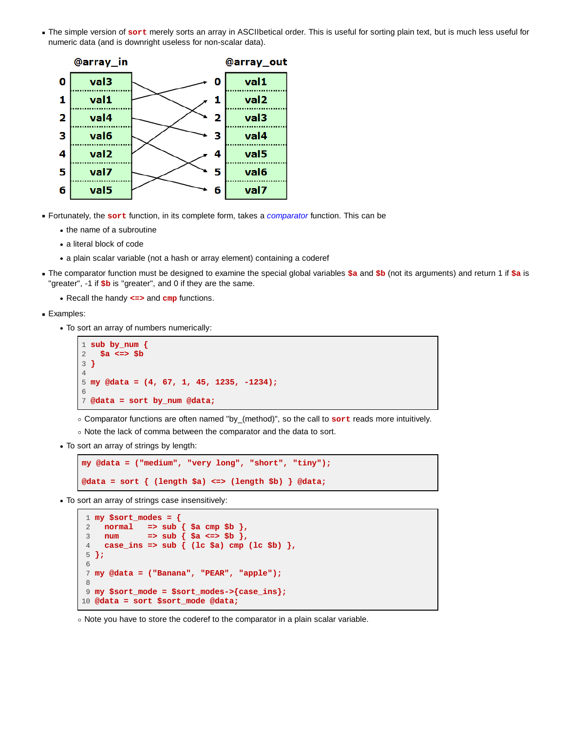- The simple version of **sort** merely sorts an array in ASCIIbetical order. This is useful for sorting plain text, but is much less useful for numeric data (and is downright useless for non-scalar data).

| | @array_in | | | @array_out |
|---|---|---|---|---|
| 0 | val3 | | 0 | val1 |
| 1 | val1 | | 1 | val2 |
| 2 | val4 | | 2 | val3 |
| 3 | val6 | | 3 | val4 |
| 4 | val2 | | 4 | val5 |
| 5 | val7 | | 5 | val6 |
| 6 | val5 | | 6 | val7 |

- Fortunately, the **sort** function, in its complete form, takes a *comparator* function. This can be
  - the name of a subroutine
  - a literal block of code
  - a plain scalar variable (not a hash or array element) containing a coderef
- The comparator function must be designed to examine the special global variables **$a** and **$b** (not its arguments) and return 1 if **$a** is "greater", -1 if **$b** is "greater", and 0 if they are the same.
  - Recall the handy **<=>** and **cmp** functions.
- Examples:
  - To sort an array of numbers numerically:

```
1 sub by_num {
2   $a <=> $b
3 }
4
5 my @data = (4, 67, 1, 45, 1235, -1234);
6
7 @data = sort by_num @data;
```

    - Comparator functions are often named "by_(method)", so the call to **sort** reads more intuitively.
    - Note the lack of comma between the comparator and the data to sort.
  - To sort an array of strings by length:

```
my @data = ("medium", "very long", "short", "tiny");

@data = sort { (length $a) <=> (length $b) } @data;
```

  - To sort an array of strings case insensitively:

```
 1 my $sort_modes = {
 2   normal   => sub { $a cmp $b },
 3   num      => sub { $a <=> $b },
 4   case_ins => sub { (lc $a) cmp (lc $b) },
 5 };
 6
 7 my @data = ("Banana", "PEAR", "apple");
 8
 9 my $sort_mode = $sort_modes->{case_ins};
10 @data = sort $sort_mode @data;
```

    - Note you have to store the coderef to the comparator in a plain scalar variable.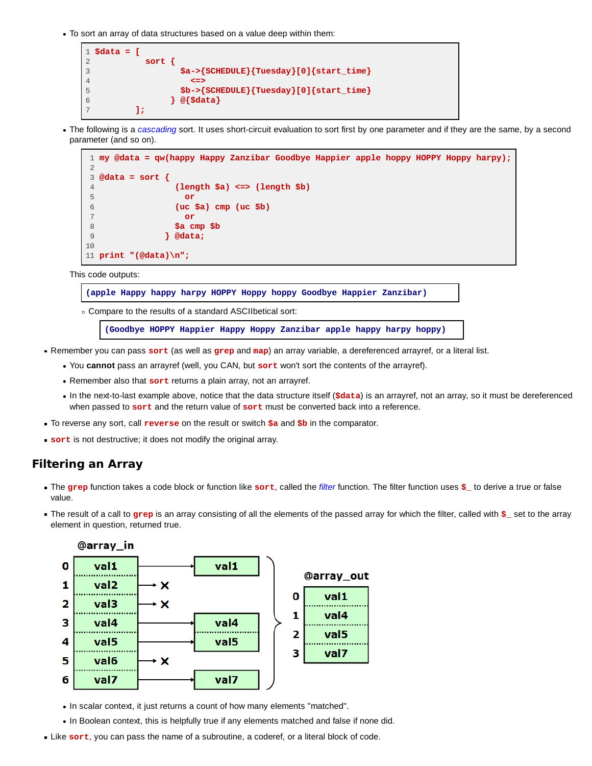- To sort an array of data structures based on a value deep within them:

```
$data = [
        sort {
            $a->{SCHEDULE}{Tuesday}[0]{start_time}
              <=>
            $b->{SCHEDULE}{Tuesday}[0]{start_time}
          } @{$data}
      ];
```

- The following is a *cascading* sort. It uses short-circuit evaluation to sort first by one parameter and if they are the same, by a second parameter (and so on).

```
my @data = qw(happy Happy Zanzibar Goodbye Happier apple hoppy HOPPY Hoppy harpy);

@data = sort {
               (length $a) <=> (length $b)
                 or
               (uc $a) cmp (uc $b)
                 or
               $a cmp $b
             } @data;

print "(@data)\n";
```

This code outputs:

```
(apple Happy happy harpy HOPPY Hoppy hoppy Goodbye Happier Zanzibar)
```

  - Compare to the results of a standard ASCIIbetical sort:

```
(Goodbye HOPPY Happier Happy Hoppy Zanzibar apple happy harpy hoppy)
```

- Remember you can pass `sort` (as well as `grep` and `map`) an array variable, a dereferenced arrayref, or a literal list.
  - You **cannot** pass an arrayref (well, you CAN, but `sort` won't sort the contents of the arrayref).
  - Remember also that `sort` returns a plain array, not an arrayref.
  - In the next-to-last example above, notice that the data structure itself (`$data`) is an arrayref, not an array, so it must be dereferenced when passed to `sort` and the return value of `sort` must be converted back into a reference.
- To reverse any sort, call `reverse` on the result or switch `$a` and `$b` in the comparator.
- `sort` is not destructive; it does not modify the original array.

## Filtering an Array

- The `grep` function takes a code block or function like `sort`, called the *filter* function. The filter function uses `$_` to derive a true or false value.
- The result of a call to `grep` is an array consisting of all the elements of the passed array for which the filter, called with `$_` set to the array element in question, returned true.

@array_in

| | |
|---|---|
| 0 | val1 |
| 1 | val2 |
| 2 | val3 |
| 3 | val4 |
| 4 | val5 |
| 5 | val6 |
| 6 | val7 |

@array_out

| | |
|---|---|
| 0 | val1 |
| 1 | val4 |
| 2 | val5 |
| 3 | val7 |

  - In scalar context, it just returns a count of how many elements "matched".
  - In Boolean context, this is helpfully true if any elements matched and false if none did.
- Like `sort`, you can pass the name of a subroutine, a coderef, or a literal block of code.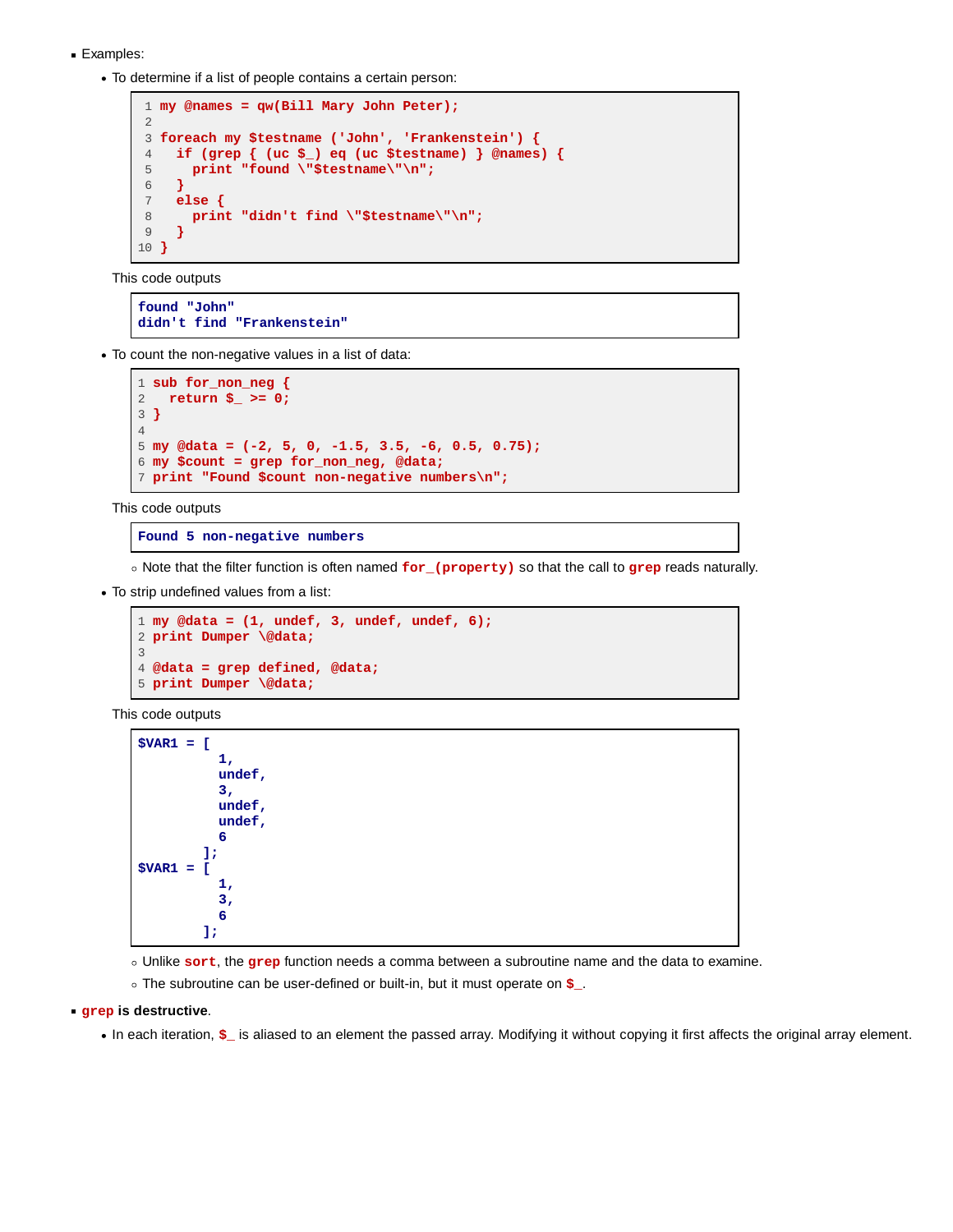- Examples:
  - To determine if a list of people contains a certain person:

```
my @names = qw(Bill Mary John Peter);

foreach my $testname ('John', 'Frankenstein') {
  if (grep { (uc $_) eq (uc $testname) } @names) {
    print "found \"$testname\"\n";
  }
  else {
    print "didn't find \"$testname\"\n";
  }
}
```

  This code outputs

```
found "John"
didn't find "Frankenstein"
```

  - To count the non-negative values in a list of data:

```
sub for_non_neg {
  return $_ >= 0;
}

my @data = (-2, 5, 0, -1.5, 3.5, -6, 0.5, 0.75);
my $count = grep for_non_neg, @data;
print "Found $count non-negative numbers\n";
```

  This code outputs

```
Found 5 non-negative numbers
```

    - Note that the filter function is often named `for_(property)` so that the call to `grep` reads naturally.
  - To strip undefined values from a list:

```
my @data = (1, undef, 3, undef, undef, 6);
print Dumper \@data;

@data = grep defined, @data;
print Dumper \@data;
```

  This code outputs

```
$VAR1 = [
          1,
          undef,
          3,
          undef,
          undef,
          6
        ];
$VAR1 = [
          1,
          3,
          6
        ];
```

    - Unlike `sort`, the `grep` function needs a comma between a subroutine name and the data to examine.
    - The subroutine can be user-defined or built-in, but it must operate on `$_`.
- **`grep` is destructive**.
  - In each iteration, `$_` is aliased to an element the passed array. Modifying it without copying it first affects the original array element.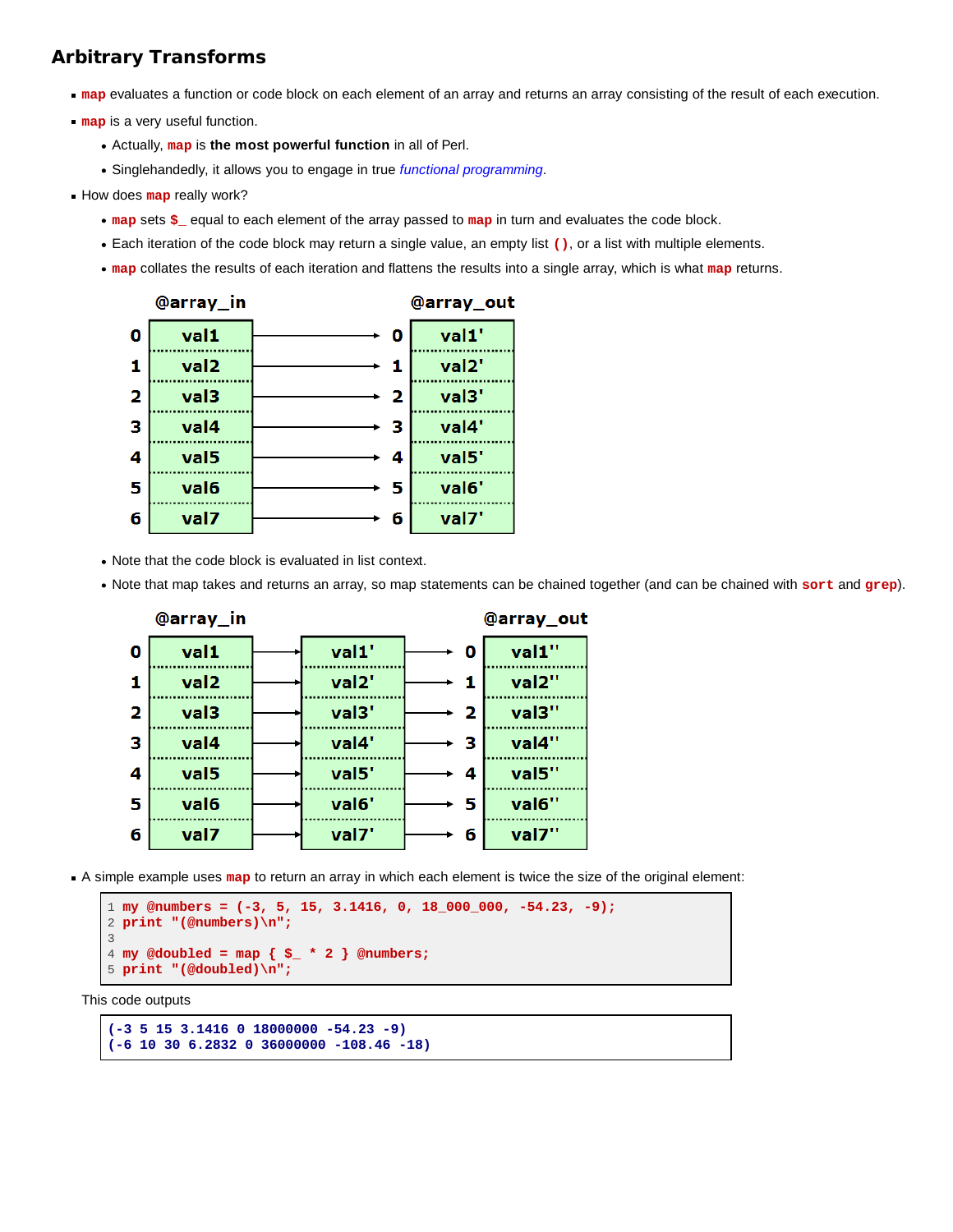## Arbitrary Transforms

- `map` evaluates a function or code block on each element of an array and returns an array consisting of the result of each execution.
- `map` is a very useful function.
  - Actually, `map` is **the most powerful function** in all of Perl.
  - Singlehandedly, it allows you to engage in true *functional programming*.
- How does `map` really work?
  - `map` sets `$_` equal to each element of the array passed to `map` in turn and evaluates the code block.
  - Each iteration of the code block may return a single value, an empty list `()`, or a list with multiple elements.
  - `map` collates the results of each iteration and flattens the results into a single array, which is what `map` returns.

| | @array_in | | | @array_out |
|---|---|---|---|---|
| 0 | val1 | → | 0 | val1' |
| 1 | val2 | → | 1 | val2' |
| 2 | val3 | → | 2 | val3' |
| 3 | val4 | → | 3 | val4' |
| 4 | val5 | → | 4 | val5' |
| 5 | val6 | → | 5 | val6' |
| 6 | val7 | → | 6 | val7' |

  - Note that the code block is evaluated in list context.
  - Note that map takes and returns an array, so map statements can be chained together (and can be chained with `sort` and `grep`).

| | @array_in | | | | | @array_out |
|---|---|---|---|---|---|---|
| 0 | val1 | → | val1' | → | 0 | val1'' |
| 1 | val2 | → | val2' | → | 1 | val2'' |
| 2 | val3 | → | val3' | → | 2 | val3'' |
| 3 | val4 | → | val4' | → | 3 | val4'' |
| 4 | val5 | → | val5' | → | 4 | val5'' |
| 5 | val6 | → | val6' | → | 5 | val6'' |
| 6 | val7 | → | val7' | → | 6 | val7'' |

- A simple example uses `map` to return an array in which each element is twice the size of the original element:

```
1 my @numbers = (-3, 5, 15, 3.1416, 0, 18_000_000, -54.23, -9);
2 print "(@numbers)\n";
3
4 my @doubled = map { $_ * 2 } @numbers;
5 print "(@doubled)\n";
```

This code outputs

```
(-3 5 15 3.1416 0 18000000 -54.23 -9)
(-6 10 30 6.2832 0 36000000 -108.46 -18)
```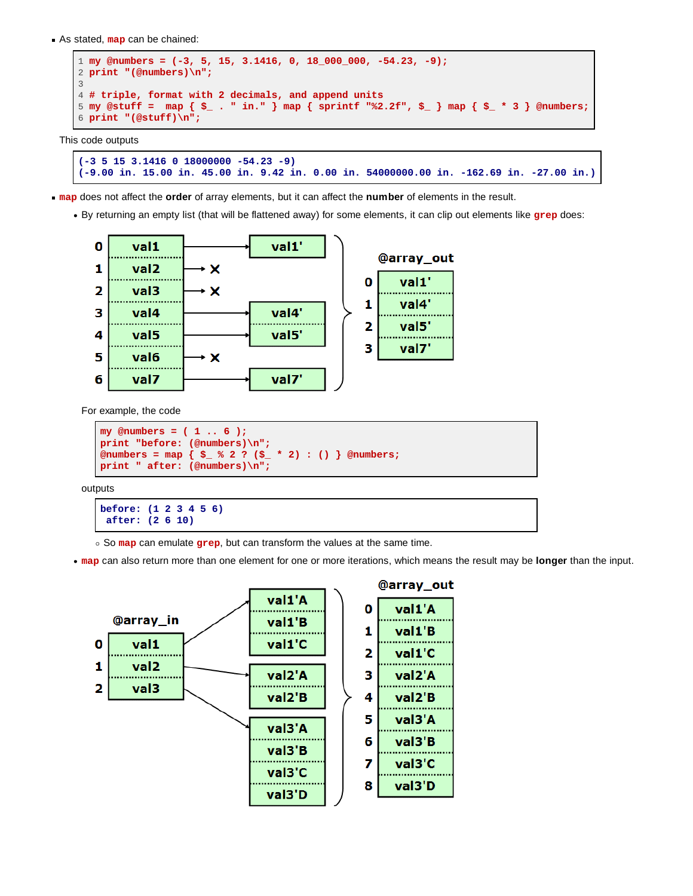- As stated, **map** can be chained:

```
1 my @numbers = (-3, 5, 15, 3.1416, 0, 18_000_000, -54.23, -9);
2 print "(@numbers)\n";
3
4 # triple, format with 2 decimals, and append units
5 my @stuff =  map { $_ . " in." } map { sprintf "%2.2f", $_ } map { $_ * 3 } @numbers;
6 print "(@stuff)\n";
```

This code outputs

```
(-3 5 15 3.1416 0 18000000 -54.23 -9)
(-9.00 in. 15.00 in. 45.00 in. 9.42 in. 0.00 in. 54000000.00 in. -162.69 in. -27.00 in.)
```

- **map** does not affect the **order** of array elements, but it can affect the **number** of elements in the result.
  - By returning an empty list (that will be flattened away) for some elements, it can clip out elements like **grep** does:

| | | | |
|---|---|---|---|
| 0 | val1 | → | val1' |
| 1 | val2 | → ✕ | |
| 2 | val3 | → ✕ | |
| 3 | val4 | → | val4' |
| 4 | val5 | → | val5' |
| 5 | val6 | → ✕ | |
| 6 | val7 | → | val7' |

@array_out

| | |
|---|---|
| 0 | val1' |
| 1 | val4' |
| 2 | val5' |
| 3 | val7' |

For example, the code

```
my @numbers = ( 1 .. 6 );
print "before: (@numbers)\n";
@numbers = map { $_ % 2 ? ($_ * 2) : () } @numbers;
print " after: (@numbers)\n";
```

outputs

```
before: (1 2 3 4 5 6)
 after: (2 6 10)
```

  - So **map** can emulate **grep**, but can transform the values at the same time.
- **map** can also return more than one element for one or more iterations, which means the result may be **longer** than the input.

@array_in

| | | | |
|---|---|---|---|
| 0 | val1 | → | val1'A, val1'B, val1'C |
| 1 | val2 | → | val2'A, val2'B |
| 2 | val3 | → | val3'A, val3'B, val3'C, val3'D |

@array_out

| | |
|---|---|
| 0 | val1'A |
| 1 | val1'B |
| 2 | val1'C |
| 3 | val2'A |
| 4 | val2'B |
| 5 | val3'A |
| 6 | val3'B |
| 7 | val3'C |
| 8 | val3'D |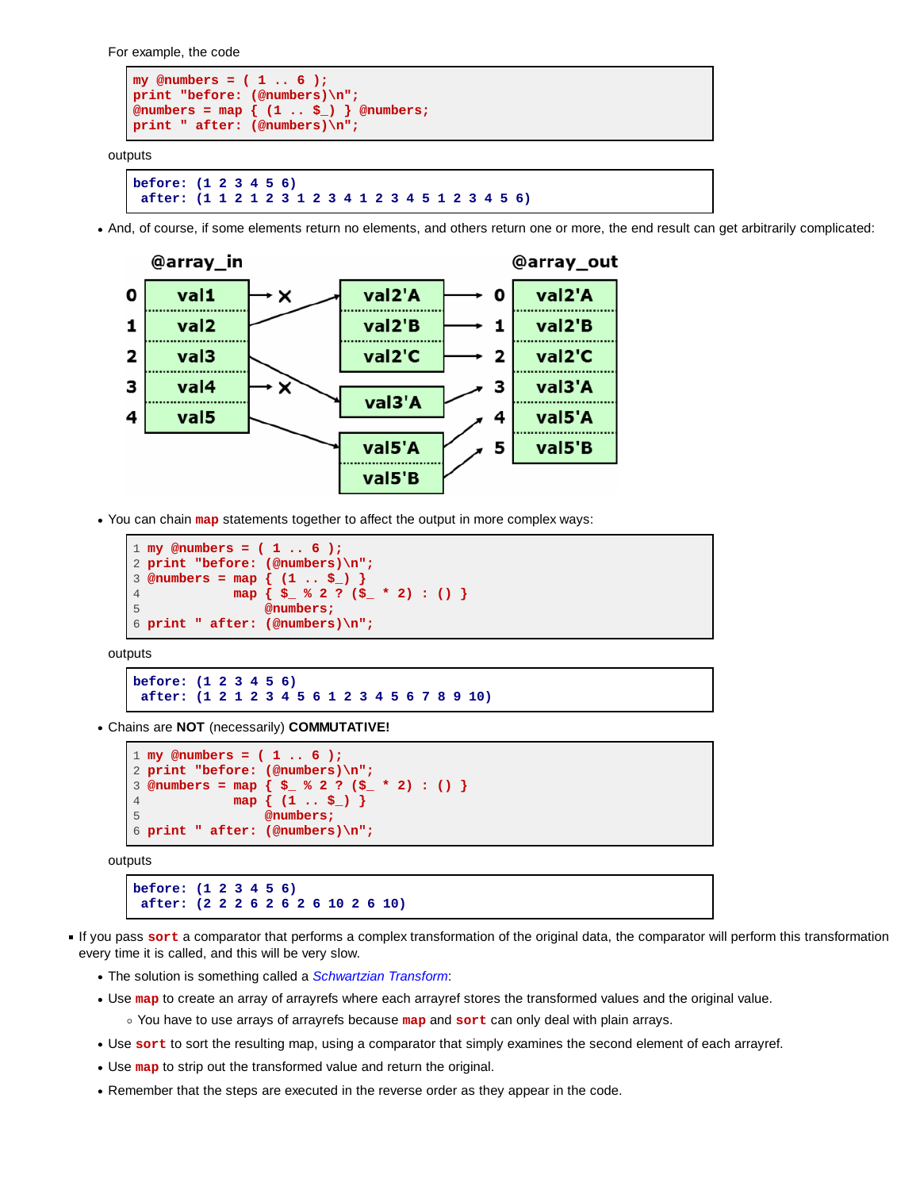For example, the code

```
my @numbers = ( 1 .. 6 );
print "before: (@numbers)\n";
@numbers = map { (1 .. $_) } @numbers;
print " after: (@numbers)\n";
```

outputs

```
before: (1 2 3 4 5 6)
 after: (1 1 2 1 2 3 1 2 3 4 1 2 3 4 5 1 2 3 4 5 6)
```

- And, of course, if some elements return no elements, and others return one or more, the end result can get arbitrarily complicated:

- You can chain **map** statements together to affect the output in more complex ways:

```
1 my @numbers = ( 1 .. 6 );
2 print "before: (@numbers)\n";
3 @numbers = map { (1 .. $_) }
4            map { $_ % 2 ? ($_ * 2) : () }
5                @numbers;
6 print " after: (@numbers)\n";
```

outputs

```
before: (1 2 3 4 5 6)
 after: (1 2 1 2 3 4 5 6 1 2 3 4 5 6 7 8 9 10)
```

- Chains are **NOT** (necessarily) **COMMUTATIVE!**

```
1 my @numbers = ( 1 .. 6 );
2 print "before: (@numbers)\n";
3 @numbers = map { $_ % 2 ? ($_ * 2) : () }
4            map { (1 .. $_) }
5                @numbers;
6 print " after: (@numbers)\n";
```

outputs

```
before: (1 2 3 4 5 6)
 after: (2 2 2 6 2 6 2 6 10 2 6 10)
```

- If you pass **sort** a comparator that performs a complex transformation of the original data, the comparator will perform this transformation every time it is called, and this will be very slow.
  - The solution is something called a *Schwartzian Transform*:
  - Use **map** to create an array of arrayrefs where each arrayref stores the transformed values and the original value.
    - You have to use arrays of arrayrefs because **map** and **sort** can only deal with plain arrays.
  - Use **sort** to sort the resulting map, using a comparator that simply examines the second element of each arrayref.
  - Use **map** to strip out the transformed value and return the original.
  - Remember that the steps are executed in the reverse order as they appear in the code.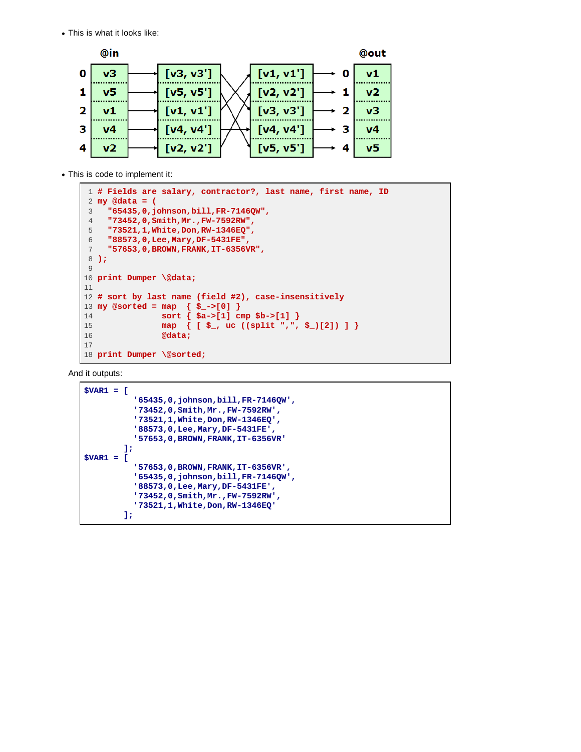- This is what it looks like:

| @in | | | | | @out |
|---|---|---|---|---|---|
| 0 | v3 | [v3, v3'] | [v1, v1'] | 0 | v1 |
| 1 | v5 | [v5, v5'] | [v2, v2'] | 1 | v2 |
| 2 | v1 | [v1, v1'] | [v3, v3'] | 2 | v3 |
| 3 | v4 | [v4, v4'] | [v4, v4'] | 3 | v4 |
| 4 | v2 | [v2, v2'] | [v5, v5'] | 4 | v5 |

- This is code to implement it:

```
 1 # Fields are salary, contractor?, last name, first name, ID
 2 my @data = (
 3   "65435,0,johnson,bill,FR-7146QW",
 4   "73452,0,Smith,Mr.,FW-7592RW",
 5   "73521,1,White,Don,RW-1346EQ",
 6   "88573,0,Lee,Mary,DF-5431FE",
 7   "57653,0,BROWN,FRANK,IT-6356VR",
 8 );
 9
10 print Dumper \@data;
11
12 # sort by last name (field #2), case-insensitively
13 my @sorted = map  { $_->[0] }
14              sort { $a->[1] cmp $b->[1] }
15              map  { [ $_, uc ((split ",", $_)[2]) ] }
16              @data;
17
18 print Dumper \@sorted;
```

And it outputs:

```
$VAR1 = [
          '65435,0,johnson,bill,FR-7146QW',
          '73452,0,Smith,Mr.,FW-7592RW',
          '73521,1,White,Don,RW-1346EQ',
          '88573,0,Lee,Mary,DF-5431FE',
          '57653,0,BROWN,FRANK,IT-6356VR'
        ];
$VAR1 = [
          '57653,0,BROWN,FRANK,IT-6356VR',
          '65435,0,johnson,bill,FR-7146QW',
          '88573,0,Lee,Mary,DF-5431FE',
          '73452,0,Smith,Mr.,FW-7592RW',
          '73521,1,White,Don,RW-1346EQ'
        ];
```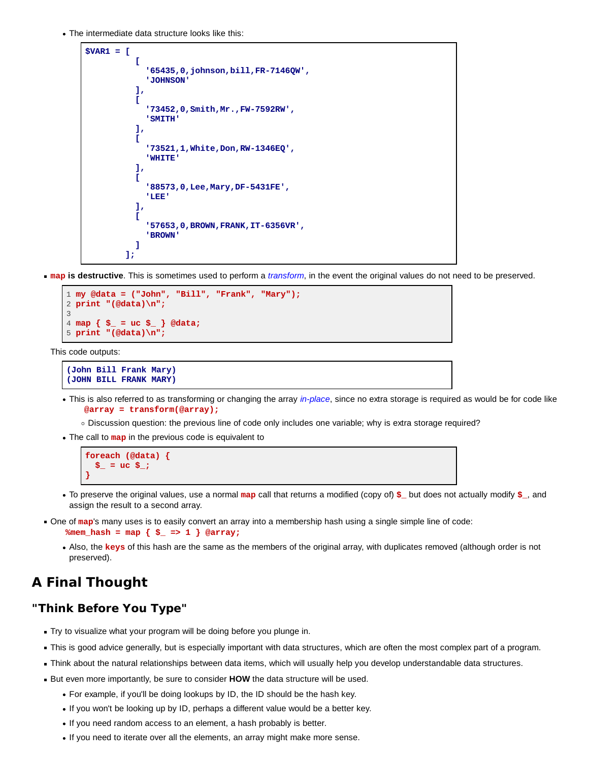- The intermediate data structure looks like this:

```
$VAR1 = [
          [
            '65435,0,johnson,bill,FR-7146QW',
            'JOHNSON'
          ],
          [
            '73452,0,Smith,Mr.,FW-7592RW',
            'SMITH'
          ],
          [
            '73521,1,White,Don,RW-1346EQ',
            'WHITE'
          ],
          [
            '88573,0,Lee,Mary,DF-5431FE',
            'LEE'
          ],
          [
            '57653,0,BROWN,FRANK,IT-6356VR',
            'BROWN'
          ]
        ];
```

- **`map` is destructive**. This is sometimes used to perform a *transform*, in the event the original values do not need to be preserved.

```
1 my @data = ("John", "Bill", "Frank", "Mary");
2 print "(@data)\n";
3
4 map { $_ = uc $_ } @data;
5 print "(@data)\n";
```

This code outputs:

```
(John Bill Frank Mary)
(JOHN BILL FRANK MARY)
```

  - This is also referred to as transforming or changing the array *in-place*, since no extra storage is required as would be for code like `@array = transform(@array);`
    - Discussion question: the previous line of code only includes one variable; why is extra storage required?
  - The call to `map` in the previous code is equivalent to

```
foreach (@data) {
  $_ = uc $_;
}
```

  - To preserve the original values, use a normal `map` call that returns a modified (copy of) `$_` but does not actually modify `$_`, and assign the result to a second array.

- One of `map`'s many uses is to easily convert an array into a membership hash using a single simple line of code: `%mem_hash = map { $_ => 1 } @array;`
  - Also, the `keys` of this hash are the same as the members of the original array, with duplicates removed (although order is not preserved).

# A Final Thought

## "Think Before You Type"

- Try to visualize what your program will be doing before you plunge in.
- This is good advice generally, but is especially important with data structures, which are often the most complex part of a program.
- Think about the natural relationships between data items, which will usually help you develop understandable data structures.
- But even more importantly, be sure to consider **HOW** the data structure will be used.
  - For example, if you'll be doing lookups by ID, the ID should be the hash key.
  - If you won't be looking up by ID, perhaps a different value would be a better key.
  - If you need random access to an element, a hash probably is better.
  - If you need to iterate over all the elements, an array might make more sense.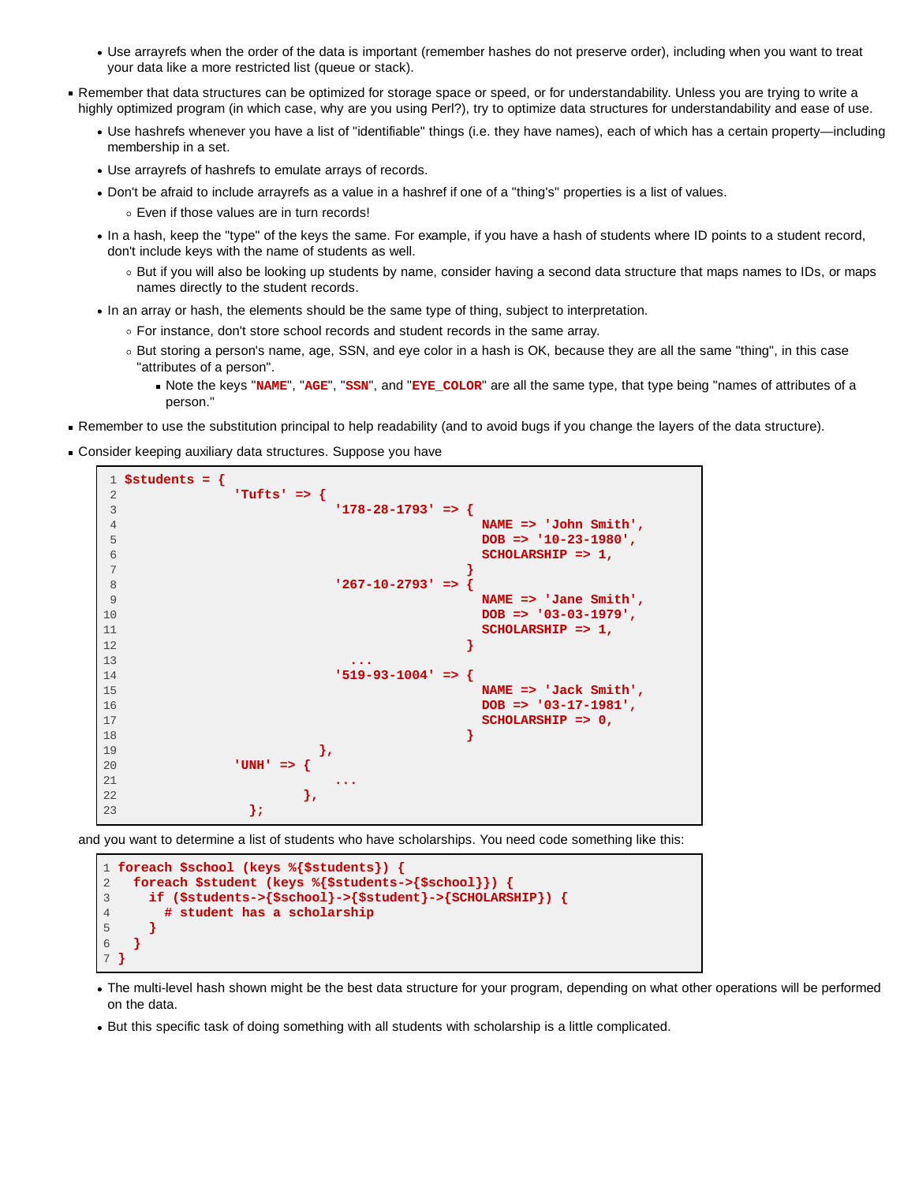- Use arrayrefs when the order of the data is important (remember hashes do not preserve order), including when you want to treat your data like a more restricted list (queue or stack).

- Remember that data structures can be optimized for storage space or speed, or for understandability. Unless you are trying to write a highly optimized program (in which case, why are you using Perl?), try to optimize data structures for understandability and ease of use.
   - Use hashrefs whenever you have a list of "identifiable" things (i.e. they have names), each of which has a certain property—including membership in a set.
   - Use arrayrefs of hashrefs to emulate arrays of records.
   - Don't be afraid to include arrayrefs as a value in a hashref if one of a "thing's" properties is a list of values.
      - Even if those values are in turn records!
   - In a hash, keep the "type" of the keys the same. For example, if you have a hash of students where ID points to a student record, don't include keys with the name of students as well.
      - But if you will also be looking up students by name, consider having a second data structure that maps names to IDs, or maps names directly to the student records.
   - In an array or hash, the elements should be the same type of thing, subject to interpretation.
      - For instance, don't store school records and student records in the same array.
      - But storing a person's name, age, SSN, and eye color in a hash is OK, because they are all the same "thing", in this case "attributes of a person".
         - Note the keys "`NAME`", "`AGE`", "`SSN`", and "`EYE_COLOR`" are all the same type, that type being "names of attributes of a person."
- Remember to use the substitution principal to help readability (and to avoid bugs if you change the layers of the data structure).
- Consider keeping auxiliary data structures. Suppose you have

```perl
$students = {
              'Tufts' => {
                           '178-28-1793' => {
                                              NAME => 'John Smith',
                                              DOB => '10-23-1980',
                                              SCHOLARSHIP => 1,
                                            }
                           '267-10-2793' => {
                                              NAME => 'Jane Smith',
                                              DOB => '03-03-1979',
                                              SCHOLARSHIP => 1,
                                            }
                             ...
                           '519-93-1004' => {
                                              NAME => 'Jack Smith',
                                              DOB => '03-17-1981',
                                              SCHOLARSHIP => 0,
                                            }
                         },
              'UNH' => {
                           ...
                       },
            };
```

and you want to determine a list of students who have scholarships. You need code something like this:

```perl
foreach $school (keys %{$students}) {
  foreach $student (keys %{$students->{$school}}) {
    if ($students->{$school}->{$student}->{SCHOLARSHIP}) {
      # student has a scholarship
    }
  }
}
```

   - The multi-level hash shown might be the best data structure for your program, depending on what other operations will be performed on the data.
   - But this specific task of doing something with all students with scholarship is a little complicated.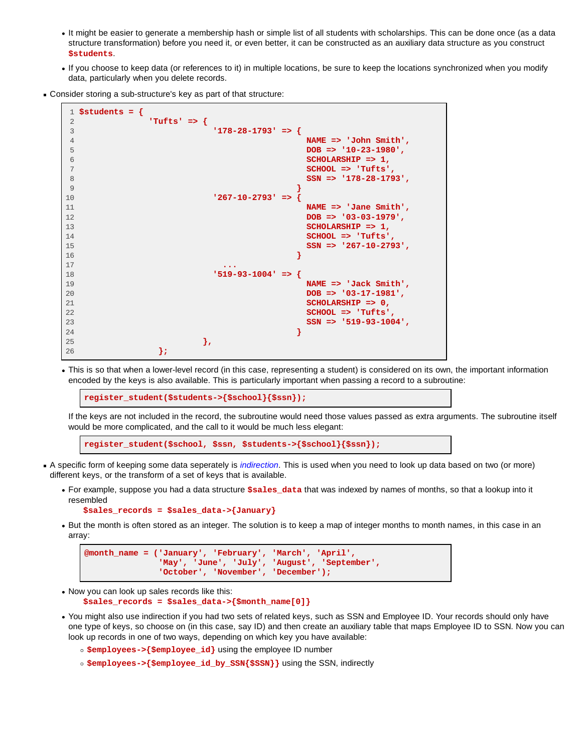- It might be easier to generate a membership hash or simple list of all students with scholarships. This can be done once (as a data structure transformation) before you need it, or even better, it can be constructed as an auxiliary data structure as you construct `$students`.
- If you choose to keep data (or references to it) in multiple locations, be sure to keep the locations synchronized when you modify data, particularly when you delete records.

- Consider storing a sub-structure's key as part of that structure:

```
1 $students = {
2               'Tufts' => {
3                            '178-28-1793' => {
4                                                NAME => 'John Smith',
5                                                DOB => '10-23-1980',
6                                                SCHOLARSHIP => 1,
7                                                SCHOOL => 'Tufts',
8                                                SSN => '178-28-1793',
9                                              }
10                           '267-10-2793' => {
11                                               NAME => 'Jane Smith',
12                                               DOB => '03-03-1979',
13                                               SCHOLARSHIP => 1,
14                                               SCHOOL => 'Tufts',
15                                               SSN => '267-10-2793',
16                                             }
17                             ...
18                           '519-93-1004' => {
19                                               NAME => 'Jack Smith',
20                                               DOB => '03-17-1981',
21                                               SCHOLARSHIP => 0,
22                                               SCHOOL => 'Tufts',
23                                               SSN => '519-93-1004',
24                                             }
25                          },
26             };
```

  - This is so that when a lower-level record (in this case, representing a student) is considered on its own, the important information encoded by the keys is also available. This is particularly important when passing a record to a subroutine:

    ```
    register_student($students->{$school}{$ssn});
    ```

    If the keys are not included in the record, the subroutine would need those values passed as extra arguments. The subroutine itself would be more complicated, and the call to it would be much less elegant:

    ```
    register_student($school, $ssn, $students->{$school}{$ssn});
    ```

- A specific form of keeping some data seperately is *indirection*. This is used when you need to look up data based on two (or more) different keys, or the transform of a set of keys that is available.
  - For example, suppose you had a data structure `$sales_data` that was indexed by names of months, so that a lookup into it resembled
    `$sales_records = $sales_data->{January}`
  - But the month is often stored as an integer. The solution is to keep a map of integer months to month names, in this case in an array:

    ```
    @month_name = ('January', 'February', 'March', 'April',
                   'May', 'June', 'July', 'August', 'September',
                   'October', 'November', 'December');
    ```

  - Now you can look up sales records like this:
    `$sales_records = $sales_data->{$month_name[0]}`
  - You might also use indirection if you had two sets of related keys, such as SSN and Employee ID. Your records should only have one type of keys, so choose on (in this case, say ID) and then create an auxiliary table that maps Employee ID to SSN. Now you can look up records in one of two ways, depending on which key you have available:
    - `$employees->{$employee_id}` using the employee ID number
    - `$employees->{$employee_id_by_SSN{$SSN}}` using the SSN, indirectly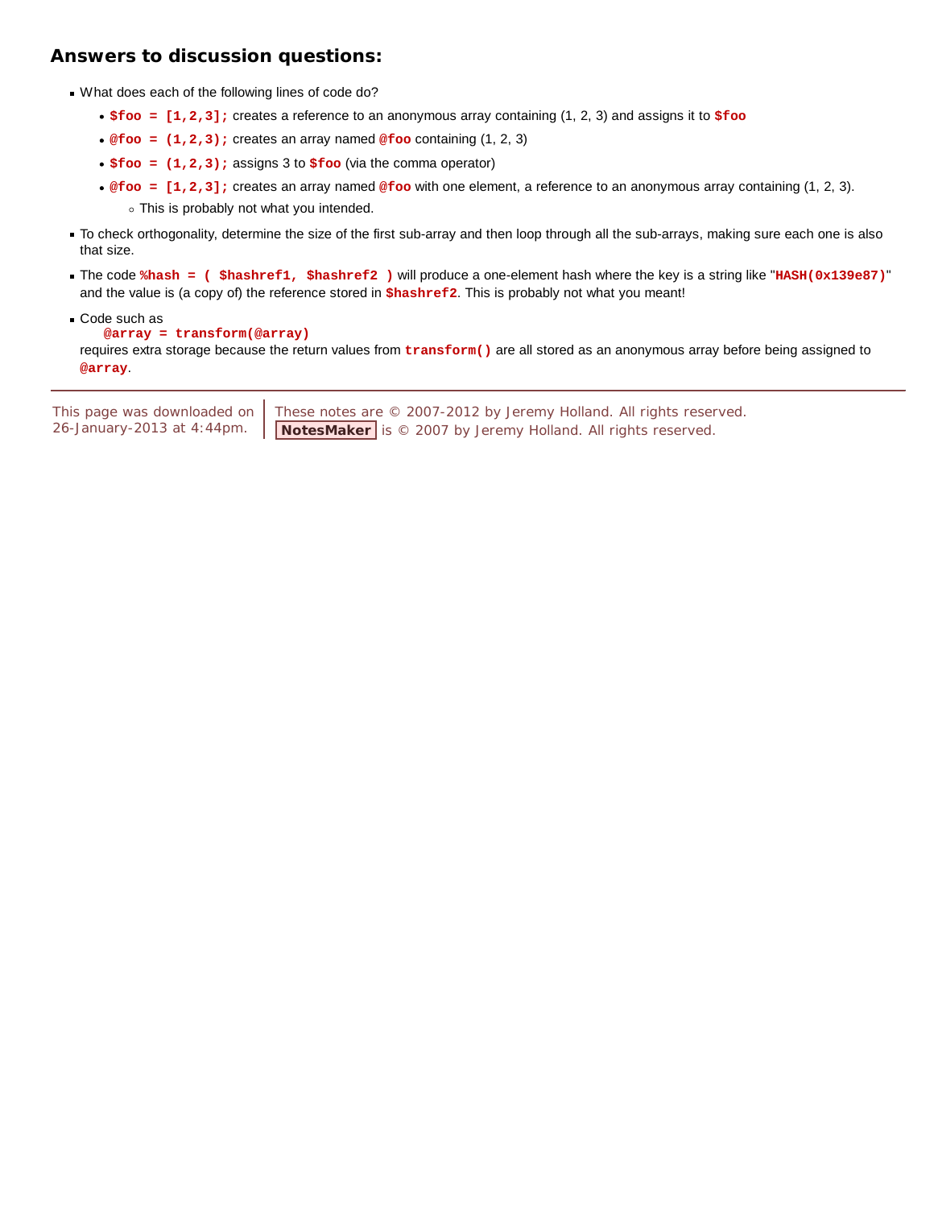### Answers to discussion questions:

- What does each of the following lines of code do?
  - `$foo = [1,2,3];` creates a reference to an anonymous array containing (1, 2, 3) and assigns it to `$foo`
  - `@foo = (1,2,3);` creates an array named `@foo` containing (1, 2, 3)
  - `$foo = (1,2,3);` assigns 3 to `$foo` (via the comma operator)
  - `@foo = [1,2,3];` creates an array named `@foo` with one element, a reference to an anonymous array containing (1, 2, 3).
    - This is probably not what you intended.
- To check orthogonality, determine the size of the first sub-array and then loop through all the sub-arrays, making sure each one is also that size.
- The code `%hash = ( $hashref1, $hashref2 )` will produce a one-element hash where the key is a string like "`HASH(0x139e87)`" and the value is (a copy of) the reference stored in `$hashref2`. This is probably not what you meant!
- Code such as

  ```
  @array = transform(@array)
  ```

  requires extra storage because the return values from `transform()` are all stored as an anonymous array before being assigned to `@array`.

---

This page was downloaded on 26-January-2013 at 4:44pm.

These notes are © 2007-2012 by Jeremy Holland. All rights reserved.
**NotesMaker** is © 2007 by Jeremy Holland. All rights reserved.